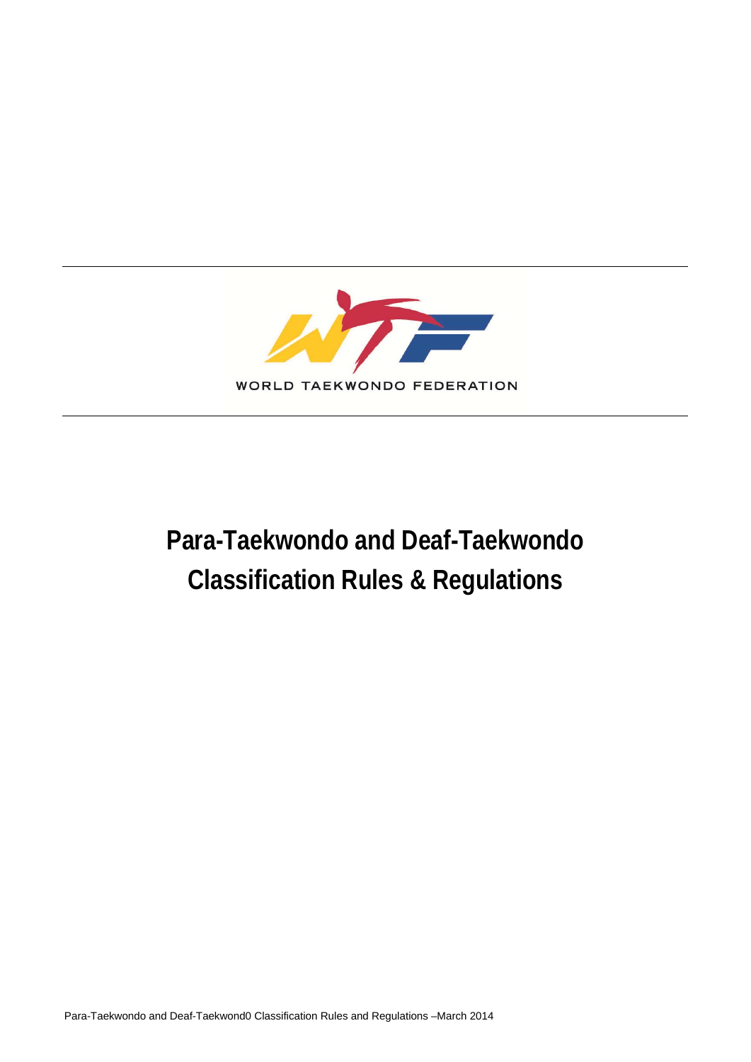WORLD TAEKWONDO FEDERATION

# Para-Taekwondo and Deaf-Taekwondo Classification Rules & Regulations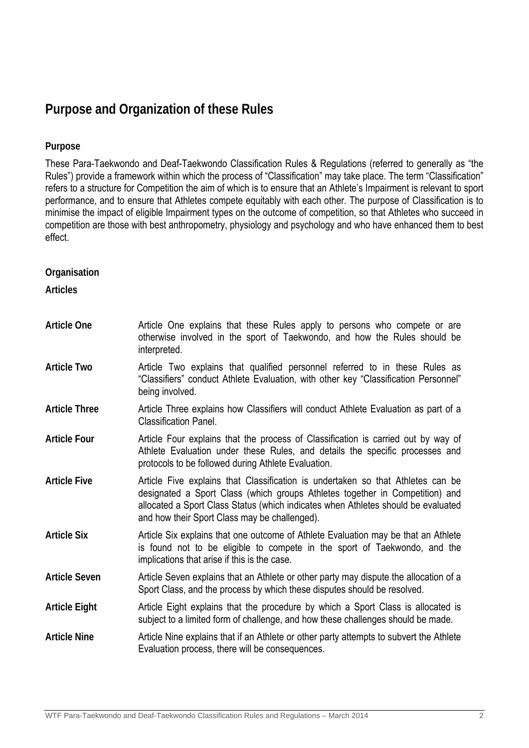# Purpose and Organization of these Rules

### Purpose

These Para-Taekwondo and Deaf-Taekwondo Classification Rules & Regulations (referred to generally as "the Rules") provide a framework within which the process of "Classification" may take place. The term "Classification" refers to a structure for Competition the aim of which is to ensure that an Athlete's Impairment is relevant to sport performance, and to ensure that Athletes compete equitably with each other. The purpose of Classification is to minimise the impact of eligible Impairment types on the outcome of competition, so that Athletes who succeed in competition are those with best anthropometry, physiology and psychology and who have enhanced them to best effect.

### Organisation

**Articles**

| | |
|---|---|
| **Article One** | Article One explains that these Rules apply to persons who compete or are otherwise involved in the sport of Taekwondo, and how the Rules should be interpreted. |
| **Article Two** | Article Two explains that qualified personnel referred to in these Rules as "Classifiers" conduct Athlete Evaluation, with other key "Classification Personnel" being involved. |
| **Article Three** | Article Three explains how Classifiers will conduct Athlete Evaluation as part of a Classification Panel. |
| **Article Four** | Article Four explains that the process of Classification is carried out by way of Athlete Evaluation under these Rules, and details the specific processes and protocols to be followed during Athlete Evaluation. |
| **Article Five** | Article Five explains that Classification is undertaken so that Athletes can be designated a Sport Class (which groups Athletes together in Competition) and allocated a Sport Class Status (which indicates when Athletes should be evaluated and how their Sport Class may be challenged). |
| **Article Six** | Article Six explains that one outcome of Athlete Evaluation may be that an Athlete is found not to be eligible to compete in the sport of Taekwondo, and the implications that arise if this is the case. |
| **Article Seven** | Article Seven explains that an Athlete or other party may dispute the allocation of a Sport Class, and the process by which these disputes should be resolved. |
| **Article Eight** | Article Eight explains that the procedure by which a Sport Class is allocated is subject to a limited form of challenge, and how these challenges should be made. |
| **Article Nine** | Article Nine explains that if an Athlete or other party attempts to subvert the Athlete Evaluation process, there will be consequences. |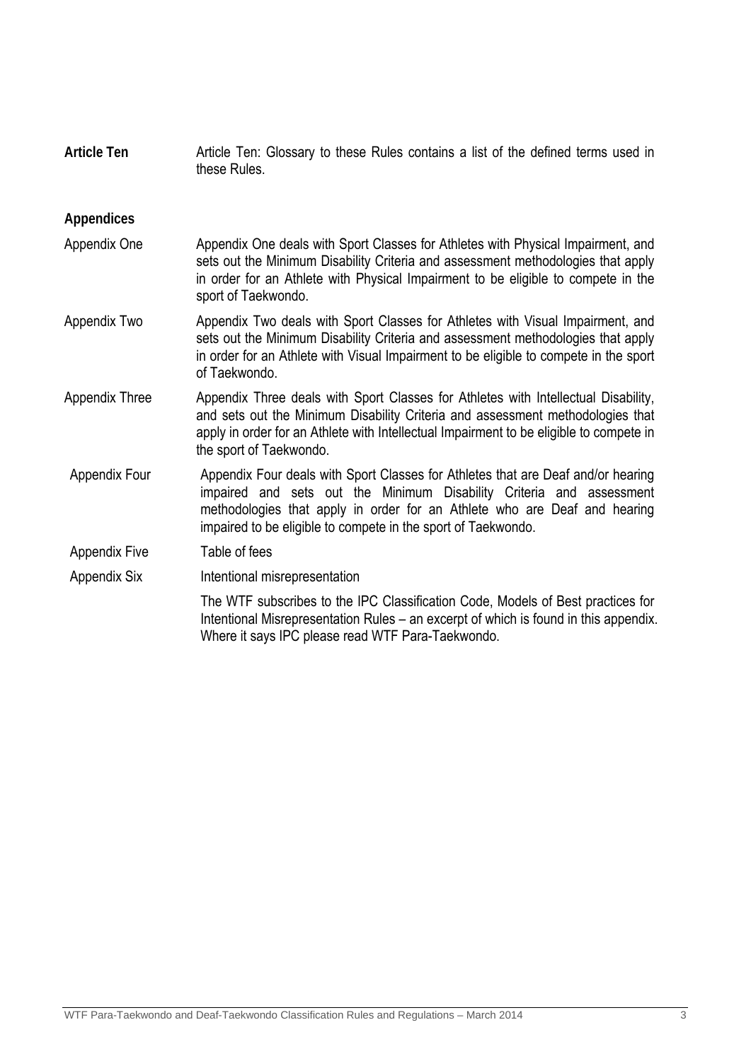**Article Ten** Article Ten: Glossary to these Rules contains a list of the defined terms used in these Rules.

**Appendices**

Appendix One — Appendix One deals with Sport Classes for Athletes with Physical Impairment, and sets out the Minimum Disability Criteria and assessment methodologies that apply in order for an Athlete with Physical Impairment to be eligible to compete in the sport of Taekwondo.

Appendix Two — Appendix Two deals with Sport Classes for Athletes with Visual Impairment, and sets out the Minimum Disability Criteria and assessment methodologies that apply in order for an Athlete with Visual Impairment to be eligible to compete in the sport of Taekwondo.

Appendix Three — Appendix Three deals with Sport Classes for Athletes with Intellectual Disability, and sets out the Minimum Disability Criteria and assessment methodologies that apply in order for an Athlete with Intellectual Impairment to be eligible to compete in the sport of Taekwondo.

Appendix Four — Appendix Four deals with Sport Classes for Athletes that are Deaf and/or hearing impaired and sets out the Minimum Disability Criteria and assessment methodologies that apply in order for an Athlete who are Deaf and hearing impaired to be eligible to compete in the sport of Taekwondo.

Appendix Five — Table of fees

Appendix Six — Intentional misrepresentation

The WTF subscribes to the IPC Classification Code, Models of Best practices for Intentional Misrepresentation Rules – an excerpt of which is found in this appendix. Where it says IPC please read WTF Para-Taekwondo.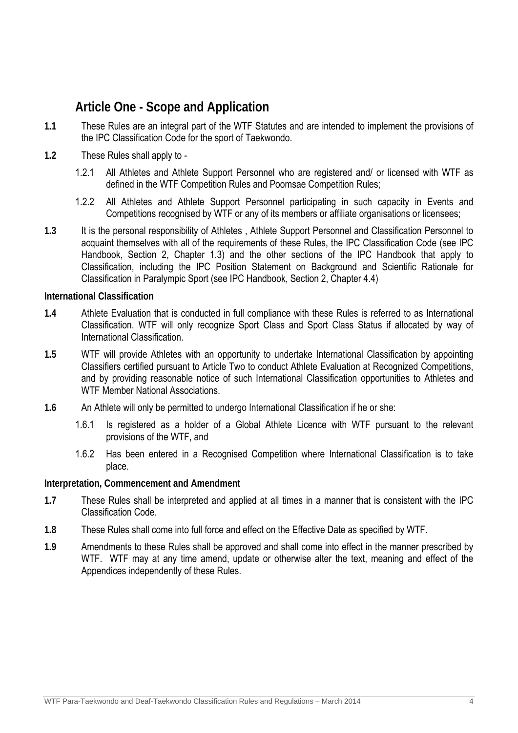## Article One - Scope and Application

**1.1** These Rules are an integral part of the WTF Statutes and are intended to implement the provisions of the IPC Classification Code for the sport of Taekwondo.

**1.2** These Rules shall apply to -

1.2.1 All Athletes and Athlete Support Personnel who are registered and/ or licensed with WTF as defined in the WTF Competition Rules and Poomsae Competition Rules;

1.2.2 All Athletes and Athlete Support Personnel participating in such capacity in Events and Competitions recognised by WTF or any of its members or affiliate organisations or licensees;

**1.3** It is the personal responsibility of Athletes , Athlete Support Personnel and Classification Personnel to acquaint themselves with all of the requirements of these Rules, the IPC Classification Code (see IPC Handbook, Section 2, Chapter 1.3) and the other sections of the IPC Handbook that apply to Classification, including the IPC Position Statement on Background and Scientific Rationale for Classification in Paralympic Sport (see IPC Handbook, Section 2, Chapter 4.4)

**International Classification**

**1.4** Athlete Evaluation that is conducted in full compliance with these Rules is referred to as International Classification. WTF will only recognize Sport Class and Sport Class Status if allocated by way of International Classification.

**1.5** WTF will provide Athletes with an opportunity to undertake International Classification by appointing Classifiers certified pursuant to Article Two to conduct Athlete Evaluation at Recognized Competitions, and by providing reasonable notice of such International Classification opportunities to Athletes and WTF Member National Associations.

**1.6** An Athlete will only be permitted to undergo International Classification if he or she:

1.6.1 Is registered as a holder of a Global Athlete Licence with WTF pursuant to the relevant provisions of the WTF, and

1.6.2 Has been entered in a Recognised Competition where International Classification is to take place.

**Interpretation, Commencement and Amendment**

**1.7** These Rules shall be interpreted and applied at all times in a manner that is consistent with the IPC Classification Code.

**1.8** These Rules shall come into full force and effect on the Effective Date as specified by WTF.

**1.9** Amendments to these Rules shall be approved and shall come into effect in the manner prescribed by WTF. WTF may at any time amend, update or otherwise alter the text, meaning and effect of the Appendices independently of these Rules.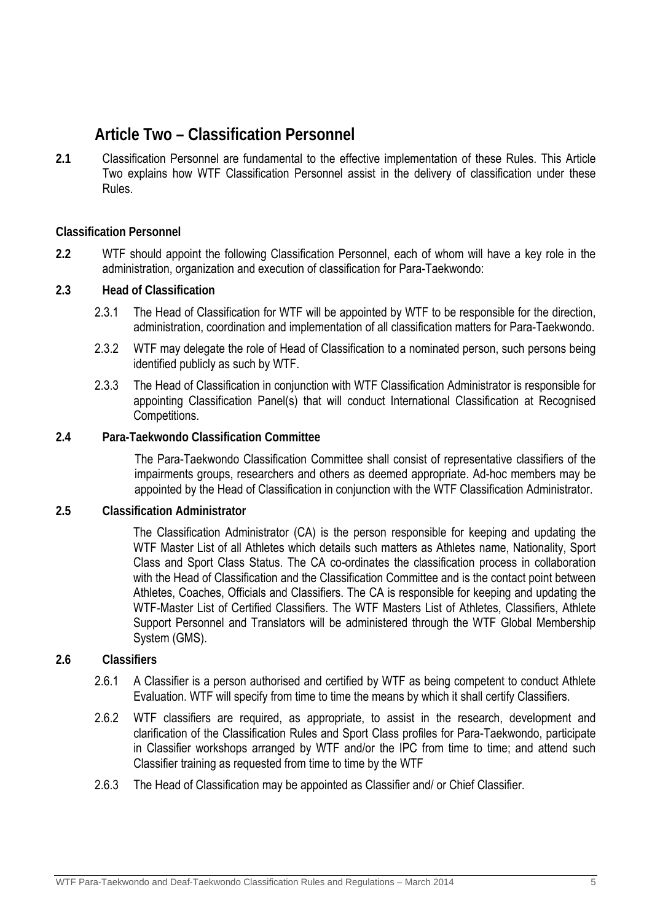## Article Two – Classification Personnel

**2.1** Classification Personnel are fundamental to the effective implementation of these Rules. This Article Two explains how WTF Classification Personnel assist in the delivery of classification under these Rules.

### Classification Personnel

**2.2** WTF should appoint the following Classification Personnel, each of whom will have a key role in the administration, organization and execution of classification for Para-Taekwondo:

**2.3 Head of Classification**

2.3.1 The Head of Classification for WTF will be appointed by WTF to be responsible for the direction, administration, coordination and implementation of all classification matters for Para-Taekwondo.

2.3.2 WTF may delegate the role of Head of Classification to a nominated person, such persons being identified publicly as such by WTF.

2.3.3 The Head of Classification in conjunction with WTF Classification Administrator is responsible for appointing Classification Panel(s) that will conduct International Classification at Recognised Competitions.

**2.4 Para-Taekwondo Classification Committee**

The Para-Taekwondo Classification Committee shall consist of representative classifiers of the impairments groups, researchers and others as deemed appropriate. Ad-hoc members may be appointed by the Head of Classification in conjunction with the WTF Classification Administrator.

**2.5 Classification Administrator**

The Classification Administrator (CA) is the person responsible for keeping and updating the WTF Master List of all Athletes which details such matters as Athletes name, Nationality, Sport Class and Sport Class Status. The CA co-ordinates the classification process in collaboration with the Head of Classification and the Classification Committee and is the contact point between Athletes, Coaches, Officials and Classifiers. The CA is responsible for keeping and updating the WTF-Master List of Certified Classifiers. The WTF Masters List of Athletes, Classifiers, Athlete Support Personnel and Translators will be administered through the WTF Global Membership System (GMS).

**2.6 Classifiers**

2.6.1 A Classifier is a person authorised and certified by WTF as being competent to conduct Athlete Evaluation. WTF will specify from time to time the means by which it shall certify Classifiers.

2.6.2 WTF classifiers are required, as appropriate, to assist in the research, development and clarification of the Classification Rules and Sport Class profiles for Para-Taekwondo, participate in Classifier workshops arranged by WTF and/or the IPC from time to time; and attend such Classifier training as requested from time to time by the WTF

2.6.3 The Head of Classification may be appointed as Classifier and/ or Chief Classifier.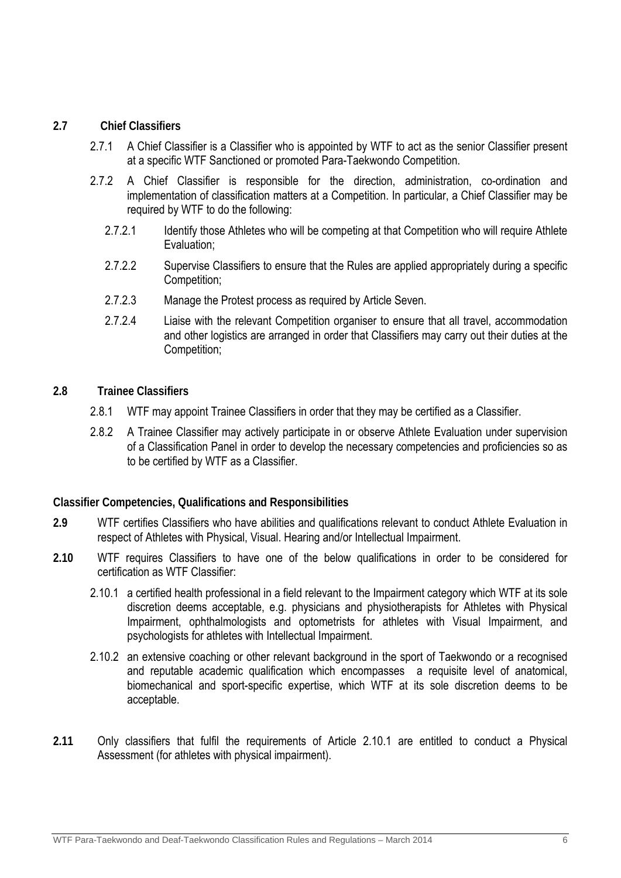**2.7 Chief Classifiers**

2.7.1 A Chief Classifier is a Classifier who is appointed by WTF to act as the senior Classifier present at a specific WTF Sanctioned or promoted Para-Taekwondo Competition.

2.7.2 A Chief Classifier is responsible for the direction, administration, co-ordination and implementation of classification matters at a Competition. In particular, a Chief Classifier may be required by WTF to do the following:

2.7.2.1 Identify those Athletes who will be competing at that Competition who will require Athlete Evaluation;

2.7.2.2 Supervise Classifiers to ensure that the Rules are applied appropriately during a specific Competition;

2.7.2.3 Manage the Protest process as required by Article Seven.

2.7.2.4 Liaise with the relevant Competition organiser to ensure that all travel, accommodation and other logistics are arranged in order that Classifiers may carry out their duties at the Competition;

**2.8 Trainee Classifiers**

2.8.1 WTF may appoint Trainee Classifiers in order that they may be certified as a Classifier.

2.8.2 A Trainee Classifier may actively participate in or observe Athlete Evaluation under supervision of a Classification Panel in order to develop the necessary competencies and proficiencies so as to be certified by WTF as a Classifier.

**Classifier Competencies, Qualifications and Responsibilities**

**2.9** WTF certifies Classifiers who have abilities and qualifications relevant to conduct Athlete Evaluation in respect of Athletes with Physical, Visual. Hearing and/or Intellectual Impairment.

**2.10** WTF requires Classifiers to have one of the below qualifications in order to be considered for certification as WTF Classifier:

2.10.1 a certified health professional in a field relevant to the Impairment category which WTF at its sole discretion deems acceptable, e.g. physicians and physiotherapists for Athletes with Physical Impairment, ophthalmologists and optometrists for athletes with Visual Impairment, and psychologists for athletes with Intellectual Impairment.

2.10.2 an extensive coaching or other relevant background in the sport of Taekwondo or a recognised and reputable academic qualification which encompasses a requisite level of anatomical, biomechanical and sport-specific expertise, which WTF at its sole discretion deems to be acceptable.

**2.11** Only classifiers that fulfil the requirements of Article 2.10.1 are entitled to conduct a Physical Assessment (for athletes with physical impairment).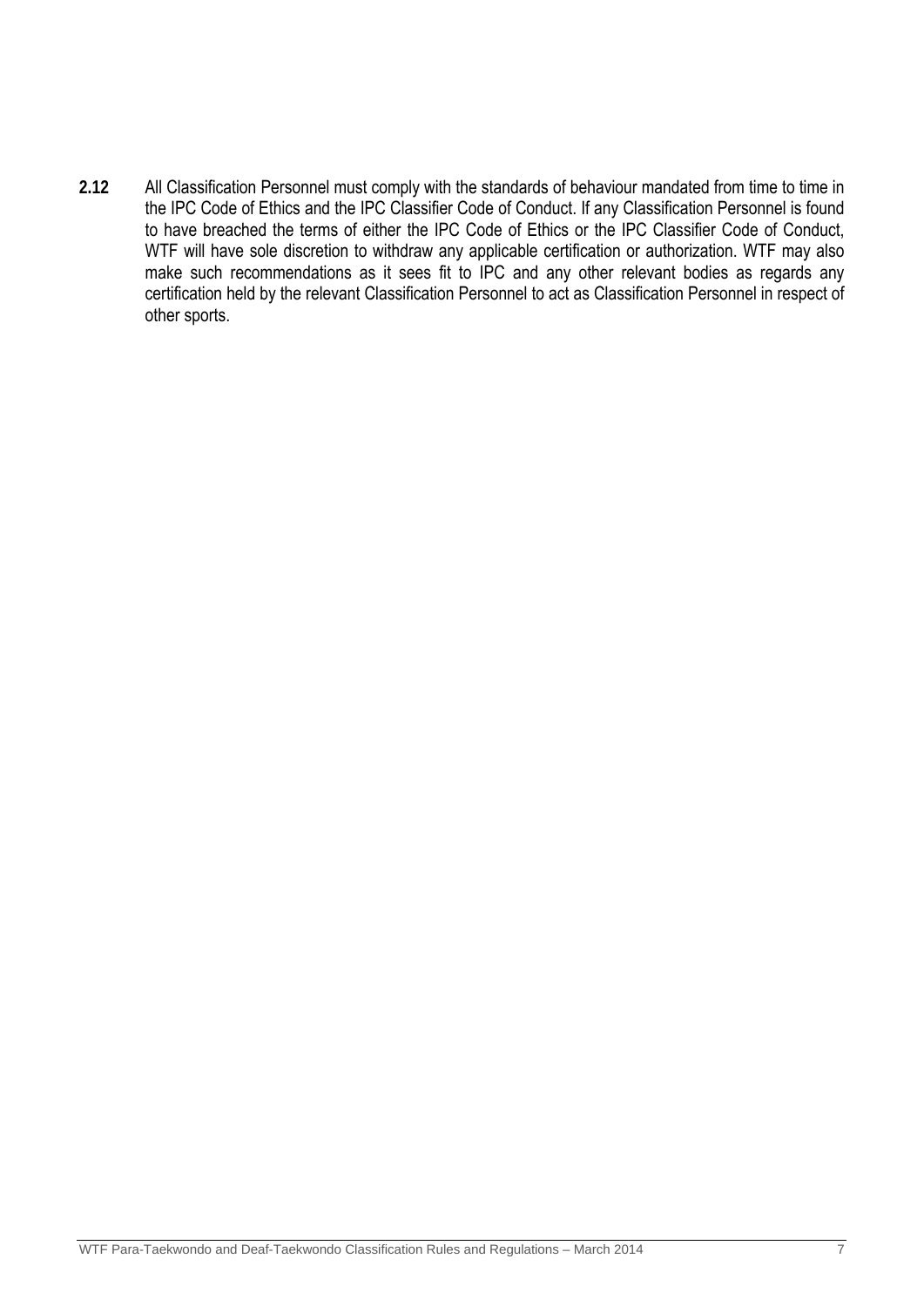**2.12** All Classification Personnel must comply with the standards of behaviour mandated from time to time in the IPC Code of Ethics and the IPC Classifier Code of Conduct. If any Classification Personnel is found to have breached the terms of either the IPC Code of Ethics or the IPC Classifier Code of Conduct, WTF will have sole discretion to withdraw any applicable certification or authorization. WTF may also make such recommendations as it sees fit to IPC and any other relevant bodies as regards any certification held by the relevant Classification Personnel to act as Classification Personnel in respect of other sports.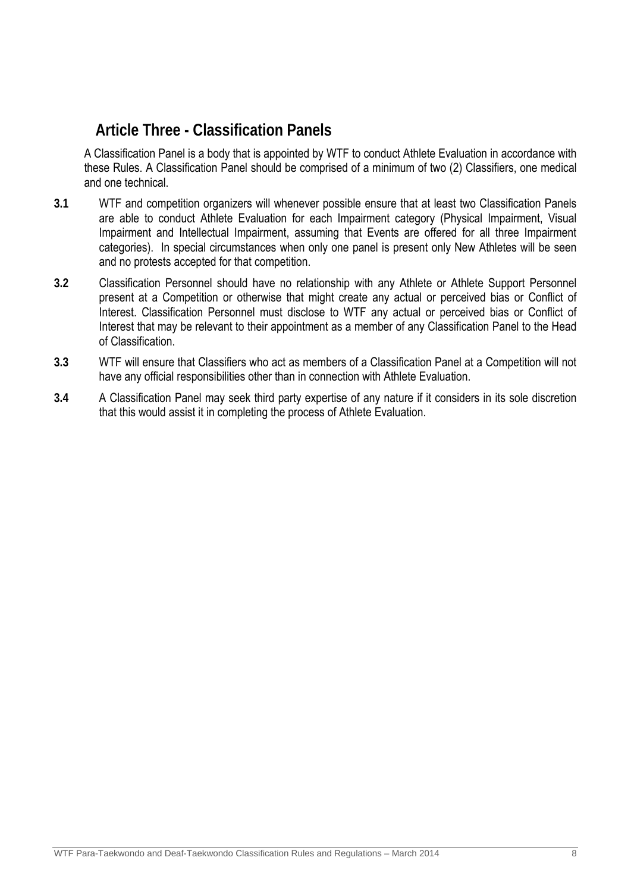## Article Three - Classification Panels

A Classification Panel is a body that is appointed by WTF to conduct Athlete Evaluation in accordance with these Rules. A Classification Panel should be comprised of a minimum of two (2) Classifiers, one medical and one technical.

**3.1** WTF and competition organizers will whenever possible ensure that at least two Classification Panels are able to conduct Athlete Evaluation for each Impairment category (Physical Impairment, Visual Impairment and Intellectual Impairment, assuming that Events are offered for all three Impairment categories). In special circumstances when only one panel is present only New Athletes will be seen and no protests accepted for that competition.

**3.2** Classification Personnel should have no relationship with any Athlete or Athlete Support Personnel present at a Competition or otherwise that might create any actual or perceived bias or Conflict of Interest. Classification Personnel must disclose to WTF any actual or perceived bias or Conflict of Interest that may be relevant to their appointment as a member of any Classification Panel to the Head of Classification.

**3.3** WTF will ensure that Classifiers who act as members of a Classification Panel at a Competition will not have any official responsibilities other than in connection with Athlete Evaluation.

**3.4** A Classification Panel may seek third party expertise of any nature if it considers in its sole discretion that this would assist it in completing the process of Athlete Evaluation.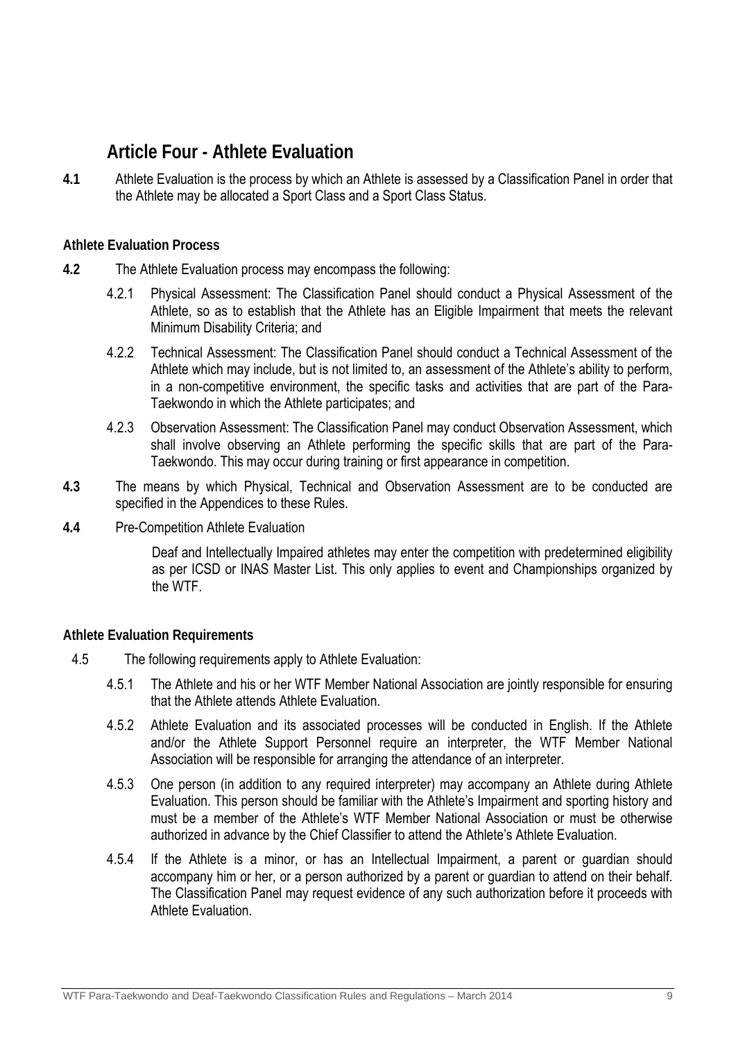# Article Four - Athlete Evaluation

**4.1** Athlete Evaluation is the process by which an Athlete is assessed by a Classification Panel in order that the Athlete may be allocated a Sport Class and a Sport Class Status.

### Athlete Evaluation Process

**4.2** The Athlete Evaluation process may encompass the following:

4.2.1 Physical Assessment: The Classification Panel should conduct a Physical Assessment of the Athlete, so as to establish that the Athlete has an Eligible Impairment that meets the relevant Minimum Disability Criteria; and

4.2.2 Technical Assessment: The Classification Panel should conduct a Technical Assessment of the Athlete which may include, but is not limited to, an assessment of the Athlete's ability to perform, in a non-competitive environment, the specific tasks and activities that are part of the Para-Taekwondo in which the Athlete participates; and

4.2.3 Observation Assessment: The Classification Panel may conduct Observation Assessment, which shall involve observing an Athlete performing the specific skills that are part of the Para-Taekwondo. This may occur during training or first appearance in competition.

**4.3** The means by which Physical, Technical and Observation Assessment are to be conducted are specified in the Appendices to these Rules.

**4.4** Pre-Competition Athlete Evaluation

Deaf and Intellectually Impaired athletes may enter the competition with predetermined eligibility as per ICSD or INAS Master List. This only applies to event and Championships organized by the WTF.

### Athlete Evaluation Requirements

4.5 The following requirements apply to Athlete Evaluation:

4.5.1 The Athlete and his or her WTF Member National Association are jointly responsible for ensuring that the Athlete attends Athlete Evaluation.

4.5.2 Athlete Evaluation and its associated processes will be conducted in English. If the Athlete and/or the Athlete Support Personnel require an interpreter, the WTF Member National Association will be responsible for arranging the attendance of an interpreter.

4.5.3 One person (in addition to any required interpreter) may accompany an Athlete during Athlete Evaluation. This person should be familiar with the Athlete's Impairment and sporting history and must be a member of the Athlete's WTF Member National Association or must be otherwise authorized in advance by the Chief Classifier to attend the Athlete's Athlete Evaluation.

4.5.4 If the Athlete is a minor, or has an Intellectual Impairment, a parent or guardian should accompany him or her, or a person authorized by a parent or guardian to attend on their behalf. The Classification Panel may request evidence of any such authorization before it proceeds with Athlete Evaluation.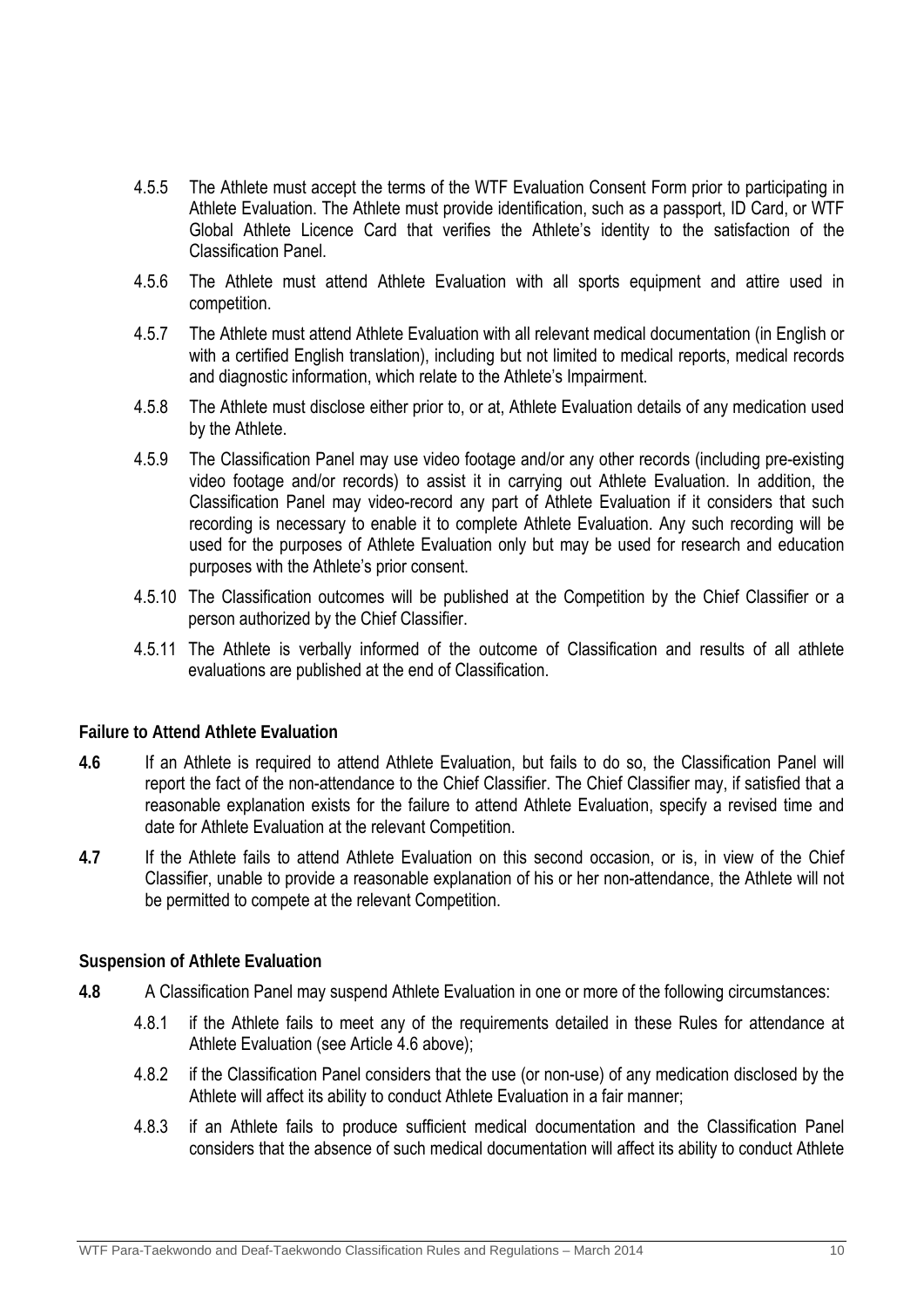4.5.5 The Athlete must accept the terms of the WTF Evaluation Consent Form prior to participating in Athlete Evaluation. The Athlete must provide identification, such as a passport, ID Card, or WTF Global Athlete Licence Card that verifies the Athlete's identity to the satisfaction of the Classification Panel.

4.5.6 The Athlete must attend Athlete Evaluation with all sports equipment and attire used in competition.

4.5.7 The Athlete must attend Athlete Evaluation with all relevant medical documentation (in English or with a certified English translation), including but not limited to medical reports, medical records and diagnostic information, which relate to the Athlete's Impairment.

4.5.8 The Athlete must disclose either prior to, or at, Athlete Evaluation details of any medication used by the Athlete.

4.5.9 The Classification Panel may use video footage and/or any other records (including pre-existing video footage and/or records) to assist it in carrying out Athlete Evaluation. In addition, the Classification Panel may video-record any part of Athlete Evaluation if it considers that such recording is necessary to enable it to complete Athlete Evaluation. Any such recording will be used for the purposes of Athlete Evaluation only but may be used for research and education purposes with the Athlete's prior consent.

4.5.10 The Classification outcomes will be published at the Competition by the Chief Classifier or a person authorized by the Chief Classifier.

4.5.11 The Athlete is verbally informed of the outcome of Classification and results of all athlete evaluations are published at the end of Classification.

**Failure to Attend Athlete Evaluation**

**4.6** If an Athlete is required to attend Athlete Evaluation, but fails to do so, the Classification Panel will report the fact of the non-attendance to the Chief Classifier. The Chief Classifier may, if satisfied that a reasonable explanation exists for the failure to attend Athlete Evaluation, specify a revised time and date for Athlete Evaluation at the relevant Competition.

**4.7** If the Athlete fails to attend Athlete Evaluation on this second occasion, or is, in view of the Chief Classifier, unable to provide a reasonable explanation of his or her non-attendance, the Athlete will not be permitted to compete at the relevant Competition.

**Suspension of Athlete Evaluation**

**4.8** A Classification Panel may suspend Athlete Evaluation in one or more of the following circumstances:

4.8.1 if the Athlete fails to meet any of the requirements detailed in these Rules for attendance at Athlete Evaluation (see Article 4.6 above);

4.8.2 if the Classification Panel considers that the use (or non-use) of any medication disclosed by the Athlete will affect its ability to conduct Athlete Evaluation in a fair manner;

4.8.3 if an Athlete fails to produce sufficient medical documentation and the Classification Panel considers that the absence of such medical documentation will affect its ability to conduct Athlete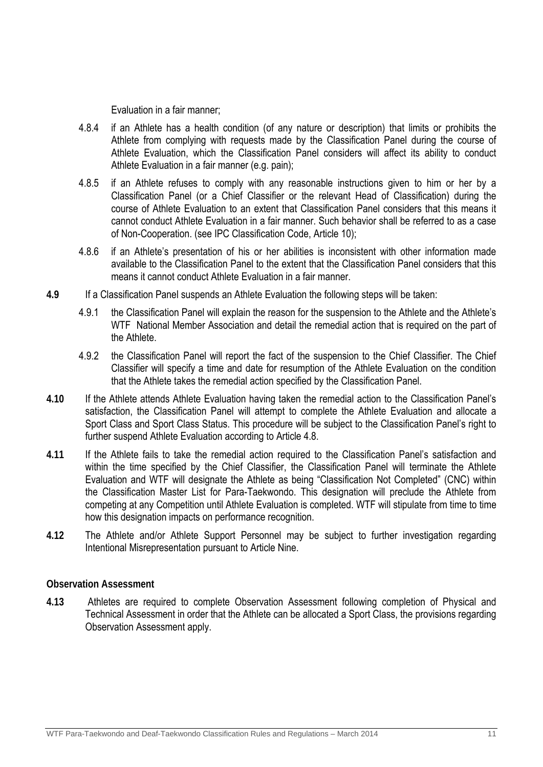Evaluation in a fair manner;

4.8.4 if an Athlete has a health condition (of any nature or description) that limits or prohibits the Athlete from complying with requests made by the Classification Panel during the course of Athlete Evaluation, which the Classification Panel considers will affect its ability to conduct Athlete Evaluation in a fair manner (e.g. pain);

4.8.5 if an Athlete refuses to comply with any reasonable instructions given to him or her by a Classification Panel (or a Chief Classifier or the relevant Head of Classification) during the course of Athlete Evaluation to an extent that Classification Panel considers that this means it cannot conduct Athlete Evaluation in a fair manner. Such behavior shall be referred to as a case of Non-Cooperation. (see IPC Classification Code, Article 10);

4.8.6 if an Athlete's presentation of his or her abilities is inconsistent with other information made available to the Classification Panel to the extent that the Classification Panel considers that this means it cannot conduct Athlete Evaluation in a fair manner.

**4.9** If a Classification Panel suspends an Athlete Evaluation the following steps will be taken:

4.9.1 the Classification Panel will explain the reason for the suspension to the Athlete and the Athlete's WTF National Member Association and detail the remedial action that is required on the part of the Athlete.

4.9.2 the Classification Panel will report the fact of the suspension to the Chief Classifier. The Chief Classifier will specify a time and date for resumption of the Athlete Evaluation on the condition that the Athlete takes the remedial action specified by the Classification Panel.

**4.10** If the Athlete attends Athlete Evaluation having taken the remedial action to the Classification Panel's satisfaction, the Classification Panel will attempt to complete the Athlete Evaluation and allocate a Sport Class and Sport Class Status. This procedure will be subject to the Classification Panel's right to further suspend Athlete Evaluation according to Article 4.8.

**4.11** If the Athlete fails to take the remedial action required to the Classification Panel's satisfaction and within the time specified by the Chief Classifier, the Classification Panel will terminate the Athlete Evaluation and WTF will designate the Athlete as being "Classification Not Completed" (CNC) within the Classification Master List for Para-Taekwondo. This designation will preclude the Athlete from competing at any Competition until Athlete Evaluation is completed. WTF will stipulate from time to time how this designation impacts on performance recognition.

**4.12** The Athlete and/or Athlete Support Personnel may be subject to further investigation regarding Intentional Misrepresentation pursuant to Article Nine.

**Observation Assessment**

**4.13** Athletes are required to complete Observation Assessment following completion of Physical and Technical Assessment in order that the Athlete can be allocated a Sport Class, the provisions regarding Observation Assessment apply.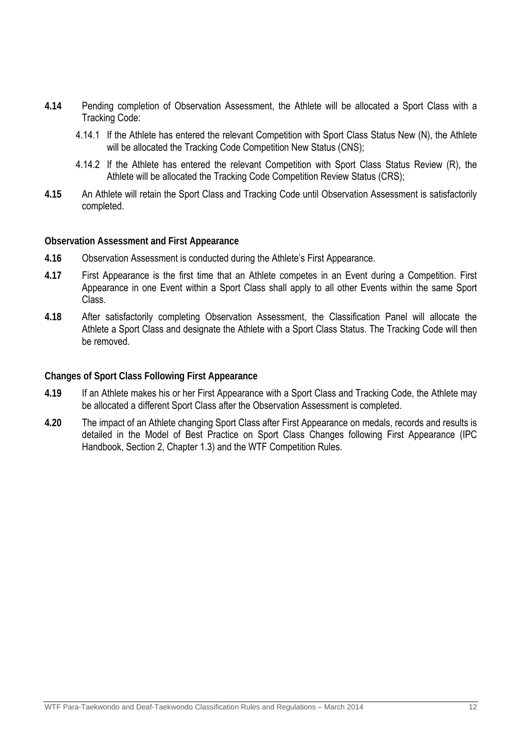**4.14** Pending completion of Observation Assessment, the Athlete will be allocated a Sport Class with a Tracking Code:

4.14.1 If the Athlete has entered the relevant Competition with Sport Class Status New (N), the Athlete will be allocated the Tracking Code Competition New Status (CNS);

4.14.2 If the Athlete has entered the relevant Competition with Sport Class Status Review (R), the Athlete will be allocated the Tracking Code Competition Review Status (CRS);

**4.15** An Athlete will retain the Sport Class and Tracking Code until Observation Assessment is satisfactorily completed.

**Observation Assessment and First Appearance**

**4.16** Observation Assessment is conducted during the Athlete's First Appearance.

**4.17** First Appearance is the first time that an Athlete competes in an Event during a Competition. First Appearance in one Event within a Sport Class shall apply to all other Events within the same Sport Class.

**4.18** After satisfactorily completing Observation Assessment, the Classification Panel will allocate the Athlete a Sport Class and designate the Athlete with a Sport Class Status. The Tracking Code will then be removed.

**Changes of Sport Class Following First Appearance**

**4.19** If an Athlete makes his or her First Appearance with a Sport Class and Tracking Code, the Athlete may be allocated a different Sport Class after the Observation Assessment is completed.

**4.20** The impact of an Athlete changing Sport Class after First Appearance on medals, records and results is detailed in the Model of Best Practice on Sport Class Changes following First Appearance (IPC Handbook, Section 2, Chapter 1.3) and the WTF Competition Rules.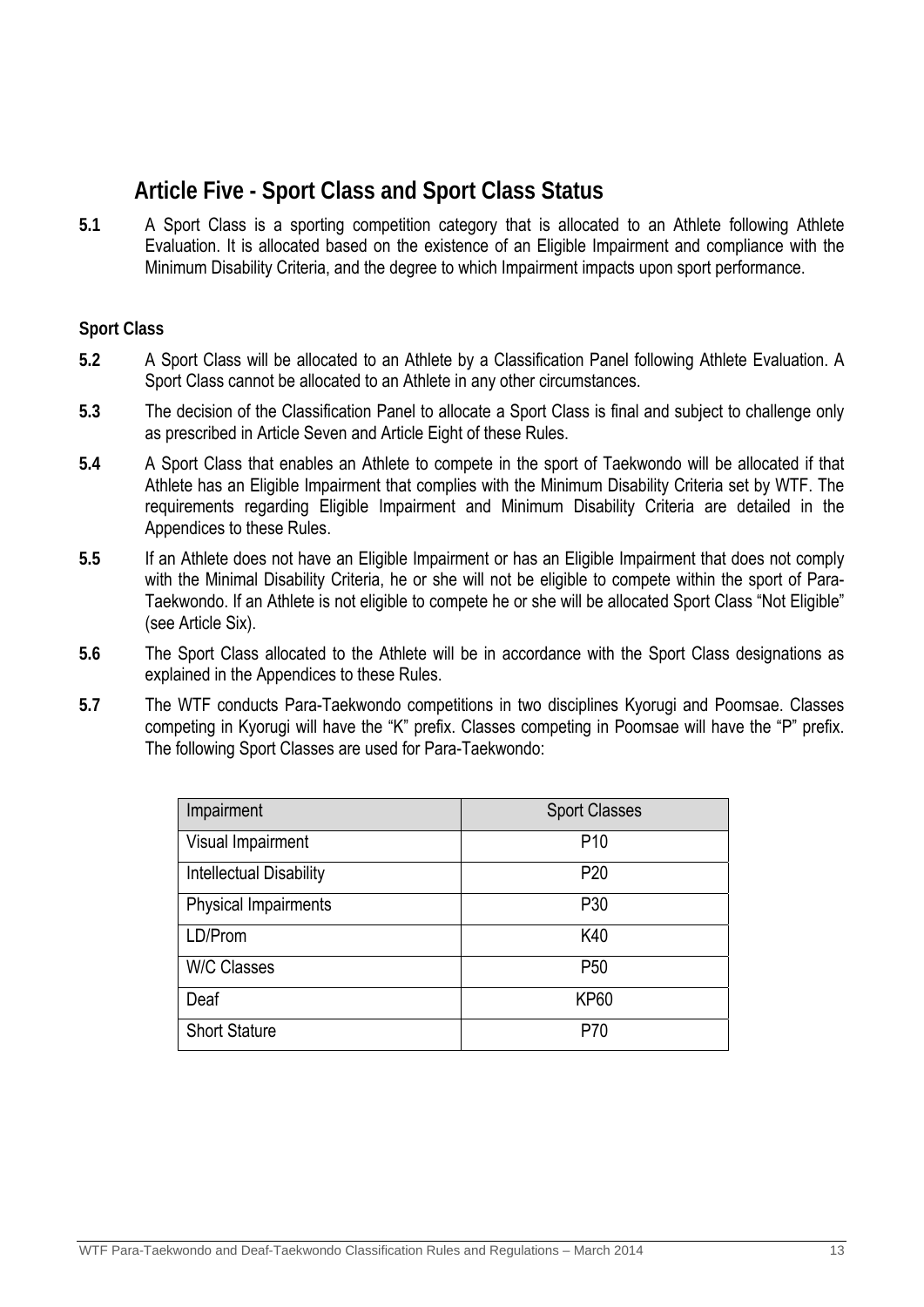## Article Five - Sport Class and Sport Class Status

**5.1** A Sport Class is a sporting competition category that is allocated to an Athlete following Athlete Evaluation. It is allocated based on the existence of an Eligible Impairment and compliance with the Minimum Disability Criteria, and the degree to which Impairment impacts upon sport performance.

**Sport Class**

**5.2** A Sport Class will be allocated to an Athlete by a Classification Panel following Athlete Evaluation. A Sport Class cannot be allocated to an Athlete in any other circumstances.

**5.3** The decision of the Classification Panel to allocate a Sport Class is final and subject to challenge only as prescribed in Article Seven and Article Eight of these Rules.

**5.4** A Sport Class that enables an Athlete to compete in the sport of Taekwondo will be allocated if that Athlete has an Eligible Impairment that complies with the Minimum Disability Criteria set by WTF. The requirements regarding Eligible Impairment and Minimum Disability Criteria are detailed in the Appendices to these Rules.

**5.5** If an Athlete does not have an Eligible Impairment or has an Eligible Impairment that does not comply with the Minimal Disability Criteria, he or she will not be eligible to compete within the sport of Para-Taekwondo. If an Athlete is not eligible to compete he or she will be allocated Sport Class "Not Eligible" (see Article Six).

**5.6** The Sport Class allocated to the Athlete will be in accordance with the Sport Class designations as explained in the Appendices to these Rules.

**5.7** The WTF conducts Para-Taekwondo competitions in two disciplines Kyorugi and Poomsae. Classes competing in Kyorugi will have the "K" prefix. Classes competing in Poomsae will have the "P" prefix. The following Sport Classes are used for Para-Taekwondo:

| Impairment | Sport Classes |
|---|---|
| Visual Impairment | P10 |
| Intellectual Disability | P20 |
| Physical Impairments | P30 |
| LD/Prom | K40 |
| W/C Classes | P50 |
| Deaf | KP60 |
| Short Stature | P70 |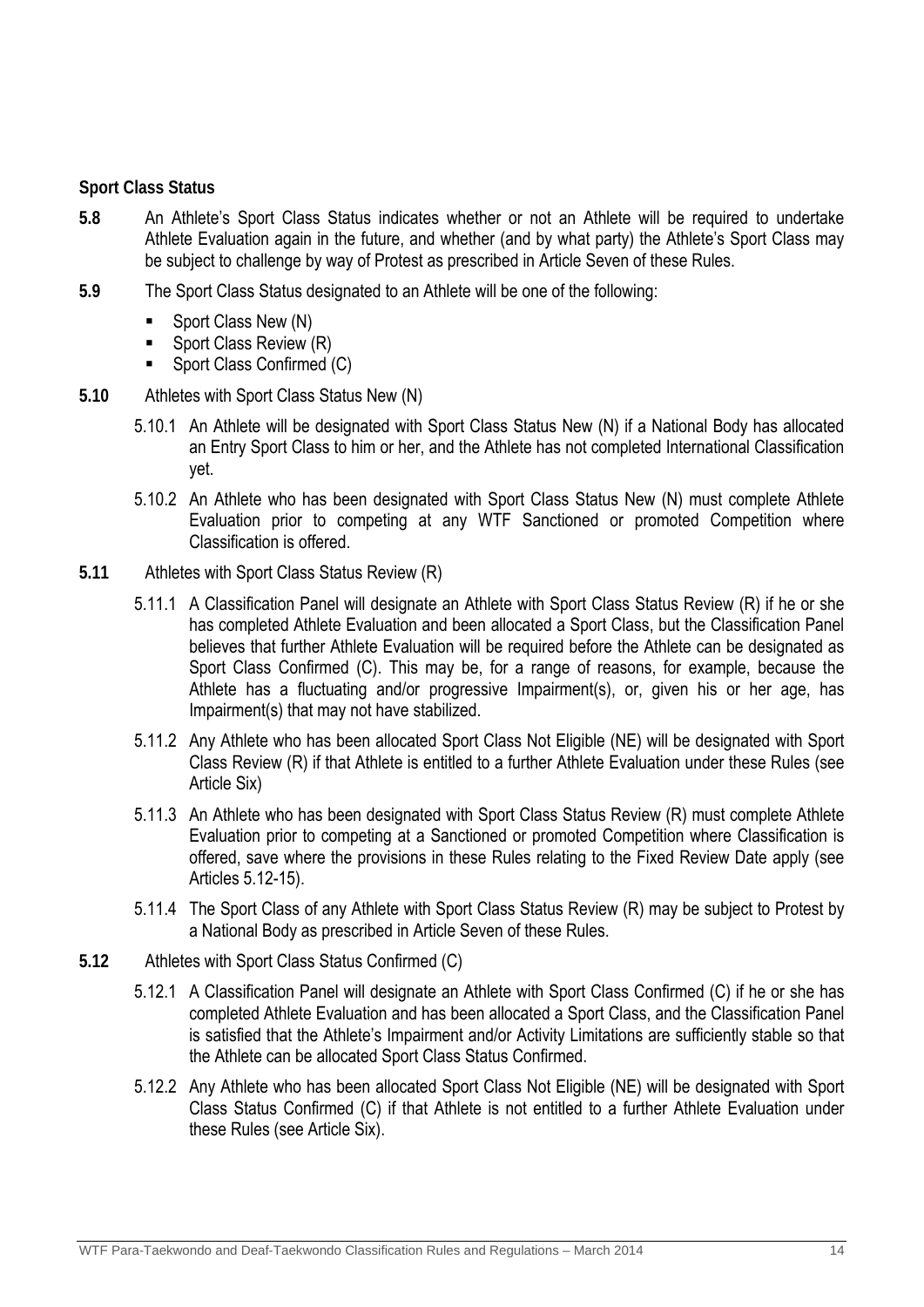**Sport Class Status**

**5.8** An Athlete's Sport Class Status indicates whether or not an Athlete will be required to undertake Athlete Evaluation again in the future, and whether (and by what party) the Athlete's Sport Class may be subject to challenge by way of Protest as prescribed in Article Seven of these Rules.

**5.9** The Sport Class Status designated to an Athlete will be one of the following:

- Sport Class New (N)
- Sport Class Review (R)
- Sport Class Confirmed (C)

**5.10** Athletes with Sport Class Status New (N)

5.10.1 An Athlete will be designated with Sport Class Status New (N) if a National Body has allocated an Entry Sport Class to him or her, and the Athlete has not completed International Classification yet.

5.10.2 An Athlete who has been designated with Sport Class Status New (N) must complete Athlete Evaluation prior to competing at any WTF Sanctioned or promoted Competition where Classification is offered.

**5.11** Athletes with Sport Class Status Review (R)

5.11.1 A Classification Panel will designate an Athlete with Sport Class Status Review (R) if he or she has completed Athlete Evaluation and been allocated a Sport Class, but the Classification Panel believes that further Athlete Evaluation will be required before the Athlete can be designated as Sport Class Confirmed (C). This may be, for a range of reasons, for example, because the Athlete has a fluctuating and/or progressive Impairment(s), or, given his or her age, has Impairment(s) that may not have stabilized.

5.11.2 Any Athlete who has been allocated Sport Class Not Eligible (NE) will be designated with Sport Class Review (R) if that Athlete is entitled to a further Athlete Evaluation under these Rules (see Article Six)

5.11.3 An Athlete who has been designated with Sport Class Status Review (R) must complete Athlete Evaluation prior to competing at a Sanctioned or promoted Competition where Classification is offered, save where the provisions in these Rules relating to the Fixed Review Date apply (see Articles 5.12-15).

5.11.4 The Sport Class of any Athlete with Sport Class Status Review (R) may be subject to Protest by a National Body as prescribed in Article Seven of these Rules.

**5.12** Athletes with Sport Class Status Confirmed (C)

5.12.1 A Classification Panel will designate an Athlete with Sport Class Confirmed (C) if he or she has completed Athlete Evaluation and has been allocated a Sport Class, and the Classification Panel is satisfied that the Athlete's Impairment and/or Activity Limitations are sufficiently stable so that the Athlete can be allocated Sport Class Status Confirmed.

5.12.2 Any Athlete who has been allocated Sport Class Not Eligible (NE) will be designated with Sport Class Status Confirmed (C) if that Athlete is not entitled to a further Athlete Evaluation under these Rules (see Article Six).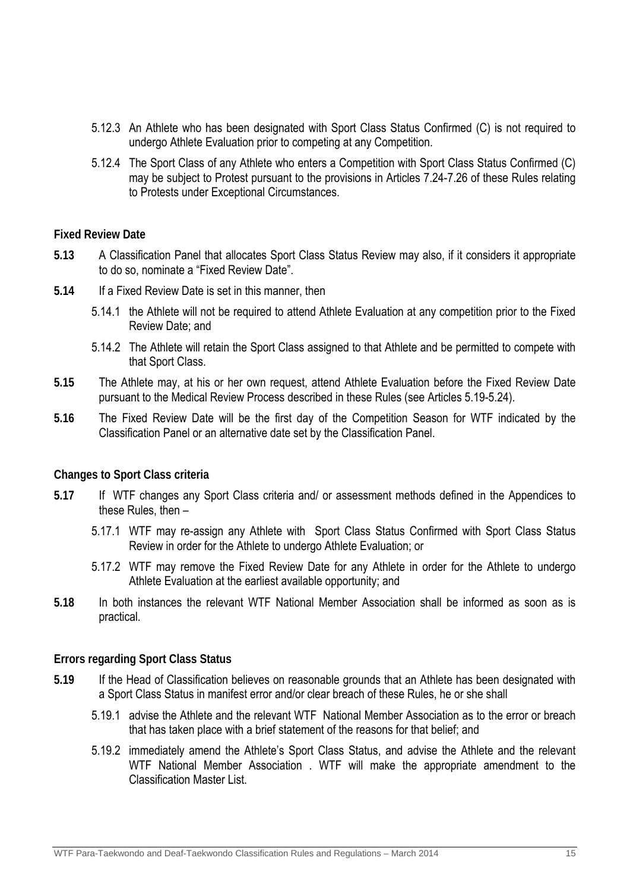5.12.3 An Athlete who has been designated with Sport Class Status Confirmed (C) is not required to undergo Athlete Evaluation prior to competing at any Competition.

5.12.4 The Sport Class of any Athlete who enters a Competition with Sport Class Status Confirmed (C) may be subject to Protest pursuant to the provisions in Articles 7.24-7.26 of these Rules relating to Protests under Exceptional Circumstances.

**Fixed Review Date**

**5.13** A Classification Panel that allocates Sport Class Status Review may also, if it considers it appropriate to do so, nominate a "Fixed Review Date".

**5.14** If a Fixed Review Date is set in this manner, then

5.14.1 the Athlete will not be required to attend Athlete Evaluation at any competition prior to the Fixed Review Date; and

5.14.2 The Athlete will retain the Sport Class assigned to that Athlete and be permitted to compete with that Sport Class.

**5.15** The Athlete may, at his or her own request, attend Athlete Evaluation before the Fixed Review Date pursuant to the Medical Review Process described in these Rules (see Articles 5.19-5.24).

**5.16** The Fixed Review Date will be the first day of the Competition Season for WTF indicated by the Classification Panel or an alternative date set by the Classification Panel.

**Changes to Sport Class criteria**

**5.17** If WTF changes any Sport Class criteria and/ or assessment methods defined in the Appendices to these Rules, then –

5.17.1 WTF may re-assign any Athlete with Sport Class Status Confirmed with Sport Class Status Review in order for the Athlete to undergo Athlete Evaluation; or

5.17.2 WTF may remove the Fixed Review Date for any Athlete in order for the Athlete to undergo Athlete Evaluation at the earliest available opportunity; and

**5.18** In both instances the relevant WTF National Member Association shall be informed as soon as is practical.

**Errors regarding Sport Class Status**

**5.19** If the Head of Classification believes on reasonable grounds that an Athlete has been designated with a Sport Class Status in manifest error and/or clear breach of these Rules, he or she shall

5.19.1 advise the Athlete and the relevant WTF National Member Association as to the error or breach that has taken place with a brief statement of the reasons for that belief; and

5.19.2 immediately amend the Athlete's Sport Class Status, and advise the Athlete and the relevant WTF National Member Association . WTF will make the appropriate amendment to the Classification Master List.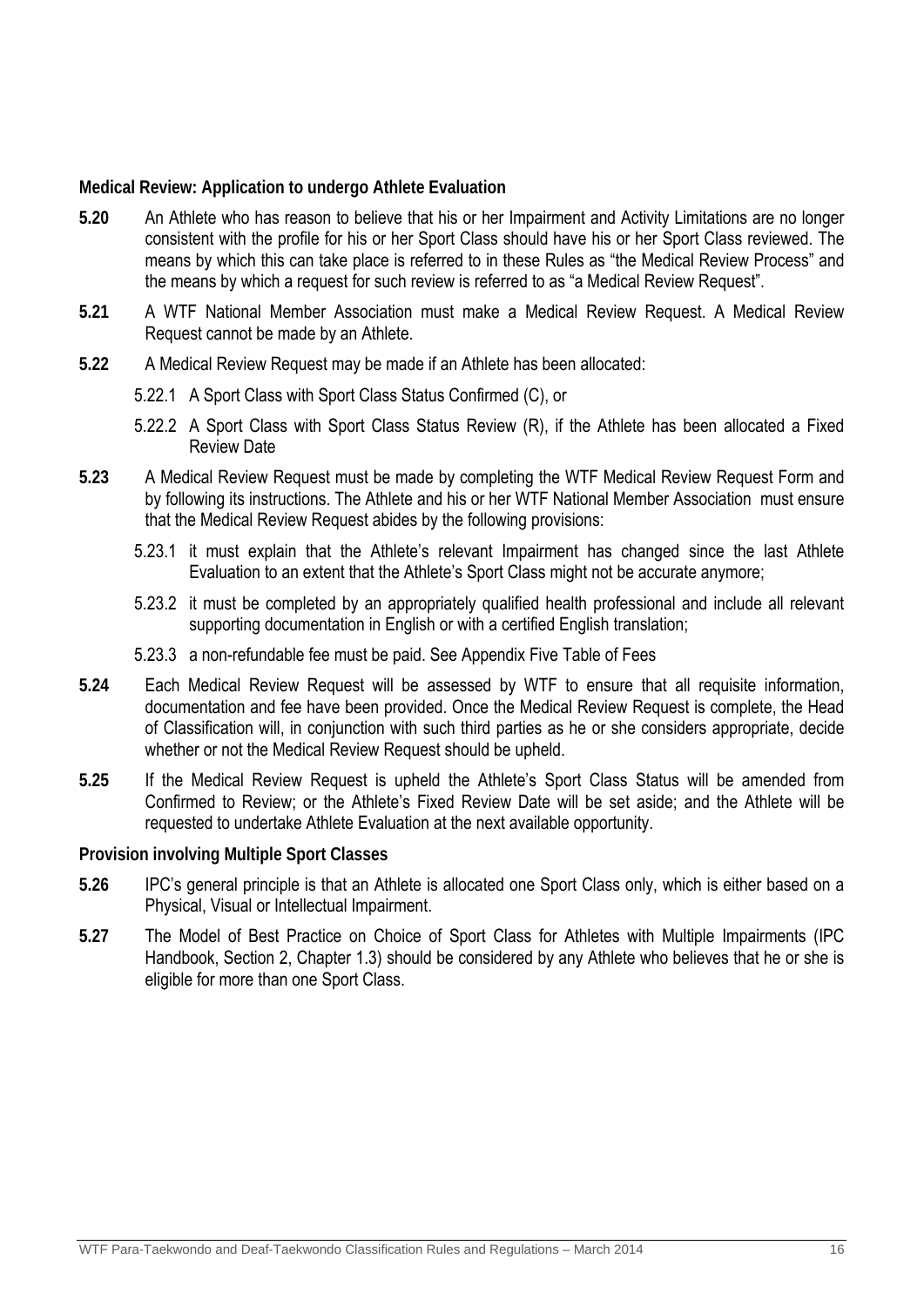**Medical Review: Application to undergo Athlete Evaluation**

**5.20** An Athlete who has reason to believe that his or her Impairment and Activity Limitations are no longer consistent with the profile for his or her Sport Class should have his or her Sport Class reviewed. The means by which this can take place is referred to in these Rules as "the Medical Review Process" and the means by which a request for such review is referred to as "a Medical Review Request".

**5.21** A WTF National Member Association must make a Medical Review Request. A Medical Review Request cannot be made by an Athlete.

**5.22** A Medical Review Request may be made if an Athlete has been allocated:

- 5.22.1 A Sport Class with Sport Class Status Confirmed (C), or
- 5.22.2 A Sport Class with Sport Class Status Review (R), if the Athlete has been allocated a Fixed Review Date

**5.23** A Medical Review Request must be made by completing the WTF Medical Review Request Form and by following its instructions. The Athlete and his or her WTF National Member Association must ensure that the Medical Review Request abides by the following provisions:

- 5.23.1 it must explain that the Athlete's relevant Impairment has changed since the last Athlete Evaluation to an extent that the Athlete's Sport Class might not be accurate anymore;
- 5.23.2 it must be completed by an appropriately qualified health professional and include all relevant supporting documentation in English or with a certified English translation;
- 5.23.3 a non-refundable fee must be paid. See Appendix Five Table of Fees

**5.24** Each Medical Review Request will be assessed by WTF to ensure that all requisite information, documentation and fee have been provided. Once the Medical Review Request is complete, the Head of Classification will, in conjunction with such third parties as he or she considers appropriate, decide whether or not the Medical Review Request should be upheld.

**5.25** If the Medical Review Request is upheld the Athlete's Sport Class Status will be amended from Confirmed to Review; or the Athlete's Fixed Review Date will be set aside; and the Athlete will be requested to undertake Athlete Evaluation at the next available opportunity.

**Provision involving Multiple Sport Classes**

**5.26** IPC's general principle is that an Athlete is allocated one Sport Class only, which is either based on a Physical, Visual or Intellectual Impairment.

**5.27** The Model of Best Practice on Choice of Sport Class for Athletes with Multiple Impairments (IPC Handbook, Section 2, Chapter 1.3) should be considered by any Athlete who believes that he or she is eligible for more than one Sport Class.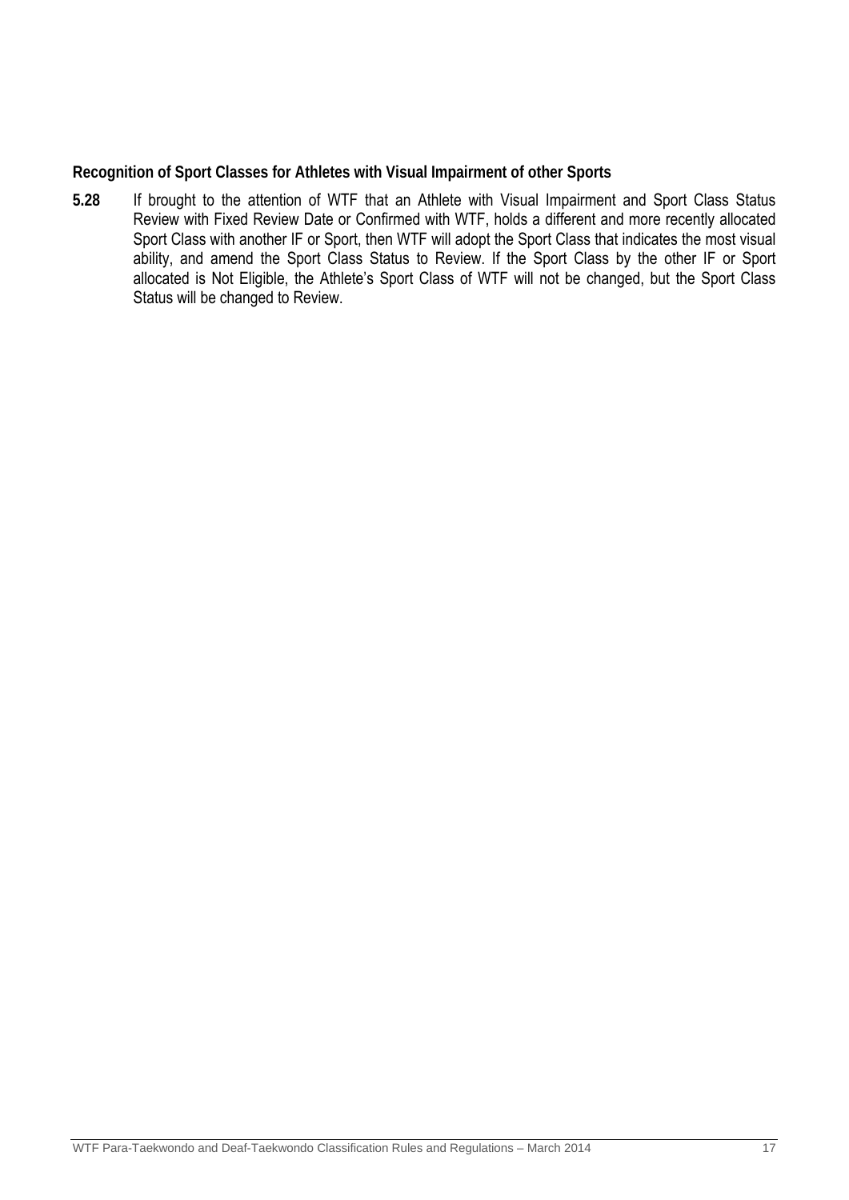**Recognition of Sport Classes for Athletes with Visual Impairment of other Sports**

**5.28** If brought to the attention of WTF that an Athlete with Visual Impairment and Sport Class Status Review with Fixed Review Date or Confirmed with WTF, holds a different and more recently allocated Sport Class with another IF or Sport, then WTF will adopt the Sport Class that indicates the most visual ability, and amend the Sport Class Status to Review. If the Sport Class by the other IF or Sport allocated is Not Eligible, the Athlete's Sport Class of WTF will not be changed, but the Sport Class Status will be changed to Review.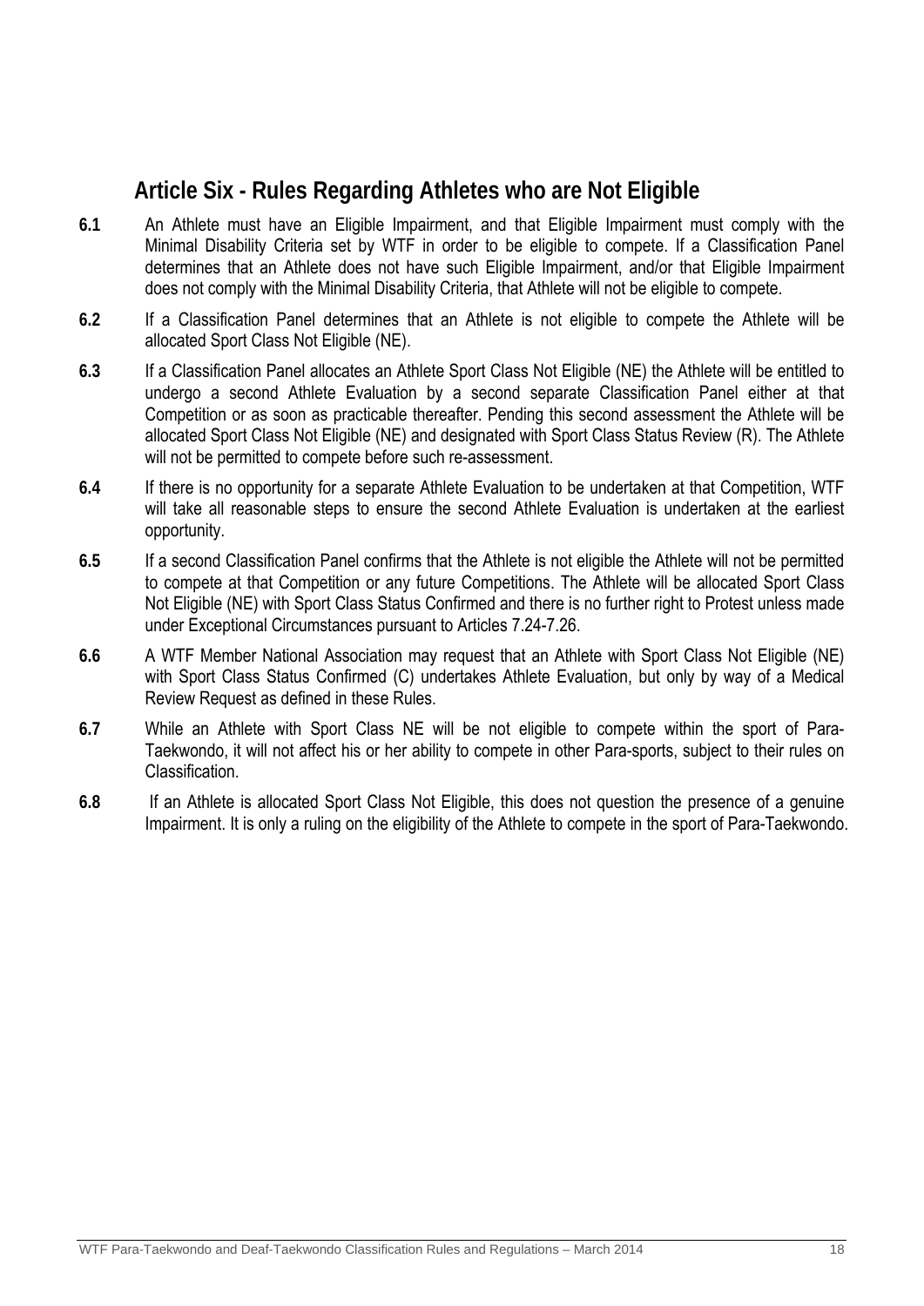## Article Six - Rules Regarding Athletes who are Not Eligible

**6.1** An Athlete must have an Eligible Impairment, and that Eligible Impairment must comply with the Minimal Disability Criteria set by WTF in order to be eligible to compete. If a Classification Panel determines that an Athlete does not have such Eligible Impairment, and/or that Eligible Impairment does not comply with the Minimal Disability Criteria, that Athlete will not be eligible to compete.

**6.2** If a Classification Panel determines that an Athlete is not eligible to compete the Athlete will be allocated Sport Class Not Eligible (NE).

**6.3** If a Classification Panel allocates an Athlete Sport Class Not Eligible (NE) the Athlete will be entitled to undergo a second Athlete Evaluation by a second separate Classification Panel either at that Competition or as soon as practicable thereafter. Pending this second assessment the Athlete will be allocated Sport Class Not Eligible (NE) and designated with Sport Class Status Review (R). The Athlete will not be permitted to compete before such re-assessment.

**6.4** If there is no opportunity for a separate Athlete Evaluation to be undertaken at that Competition, WTF will take all reasonable steps to ensure the second Athlete Evaluation is undertaken at the earliest opportunity.

**6.5** If a second Classification Panel confirms that the Athlete is not eligible the Athlete will not be permitted to compete at that Competition or any future Competitions. The Athlete will be allocated Sport Class Not Eligible (NE) with Sport Class Status Confirmed and there is no further right to Protest unless made under Exceptional Circumstances pursuant to Articles 7.24-7.26.

**6.6** A WTF Member National Association may request that an Athlete with Sport Class Not Eligible (NE) with Sport Class Status Confirmed (C) undertakes Athlete Evaluation, but only by way of a Medical Review Request as defined in these Rules.

**6.7** While an Athlete with Sport Class NE will be not eligible to compete within the sport of Para-Taekwondo, it will not affect his or her ability to compete in other Para-sports, subject to their rules on Classification.

**6.8** If an Athlete is allocated Sport Class Not Eligible, this does not question the presence of a genuine Impairment. It is only a ruling on the eligibility of the Athlete to compete in the sport of Para-Taekwondo.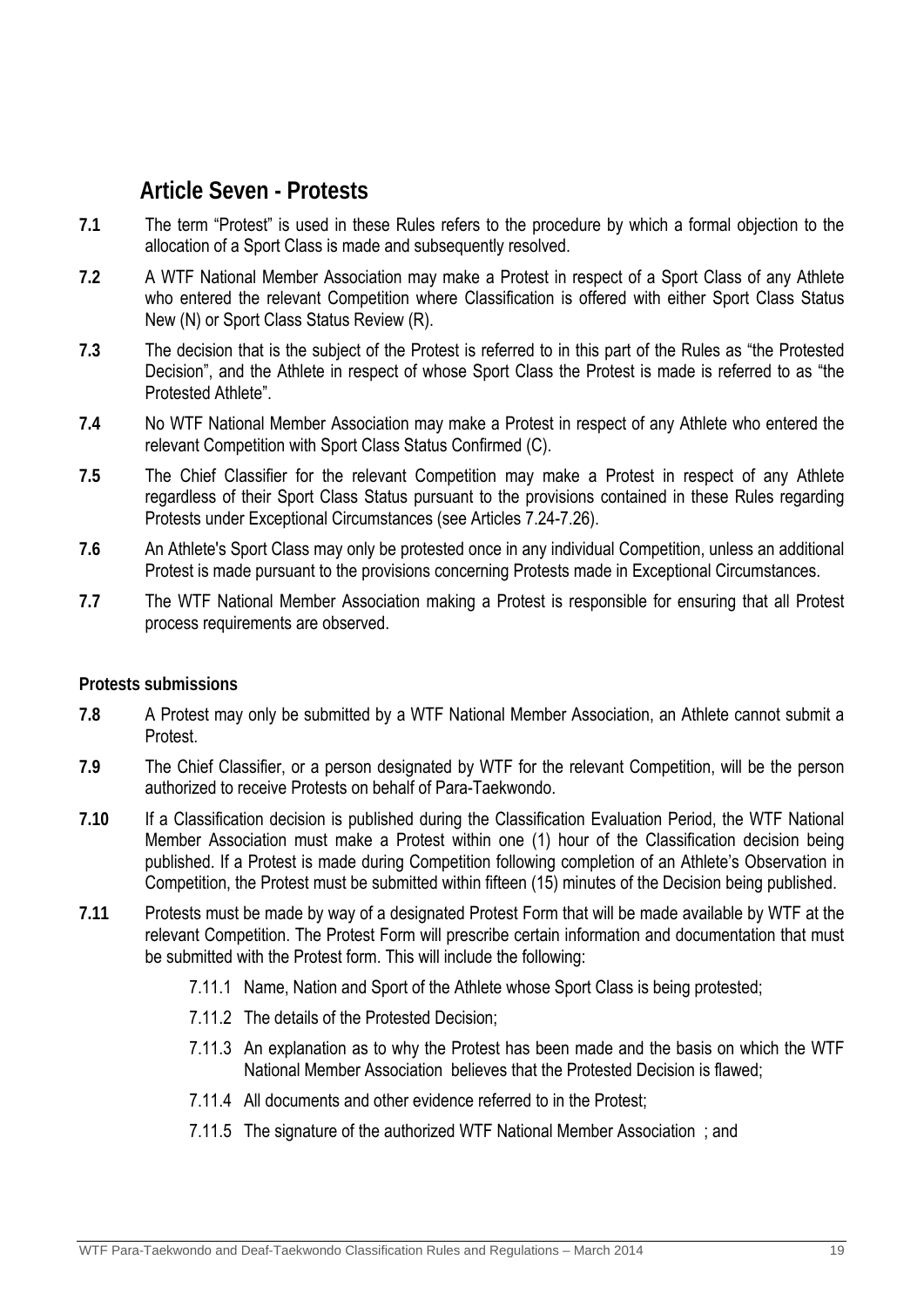## Article Seven - Protests

**7.1** The term "Protest" is used in these Rules refers to the procedure by which a formal objection to the allocation of a Sport Class is made and subsequently resolved.

**7.2** A WTF National Member Association may make a Protest in respect of a Sport Class of any Athlete who entered the relevant Competition where Classification is offered with either Sport Class Status New (N) or Sport Class Status Review (R).

**7.3** The decision that is the subject of the Protest is referred to in this part of the Rules as "the Protested Decision", and the Athlete in respect of whose Sport Class the Protest is made is referred to as "the Protested Athlete".

**7.4** No WTF National Member Association may make a Protest in respect of any Athlete who entered the relevant Competition with Sport Class Status Confirmed (C).

**7.5** The Chief Classifier for the relevant Competition may make a Protest in respect of any Athlete regardless of their Sport Class Status pursuant to the provisions contained in these Rules regarding Protests under Exceptional Circumstances (see Articles 7.24-7.26).

**7.6** An Athlete's Sport Class may only be protested once in any individual Competition, unless an additional Protest is made pursuant to the provisions concerning Protests made in Exceptional Circumstances.

**7.7** The WTF National Member Association making a Protest is responsible for ensuring that all Protest process requirements are observed.

### Protests submissions

**7.8** A Protest may only be submitted by a WTF National Member Association, an Athlete cannot submit a Protest.

**7.9** The Chief Classifier, or a person designated by WTF for the relevant Competition, will be the person authorized to receive Protests on behalf of Para-Taekwondo.

**7.10** If a Classification decision is published during the Classification Evaluation Period, the WTF National Member Association must make a Protest within one (1) hour of the Classification decision being published. If a Protest is made during Competition following completion of an Athlete's Observation in Competition, the Protest must be submitted within fifteen (15) minutes of the Decision being published.

**7.11** Protests must be made by way of a designated Protest Form that will be made available by WTF at the relevant Competition. The Protest Form will prescribe certain information and documentation that must be submitted with the Protest form. This will include the following:

- 7.11.1 Name, Nation and Sport of the Athlete whose Sport Class is being protested;
- 7.11.2 The details of the Protested Decision;
- 7.11.3 An explanation as to why the Protest has been made and the basis on which the WTF National Member Association believes that the Protested Decision is flawed;
- 7.11.4 All documents and other evidence referred to in the Protest;
- 7.11.5 The signature of the authorized WTF National Member Association ; and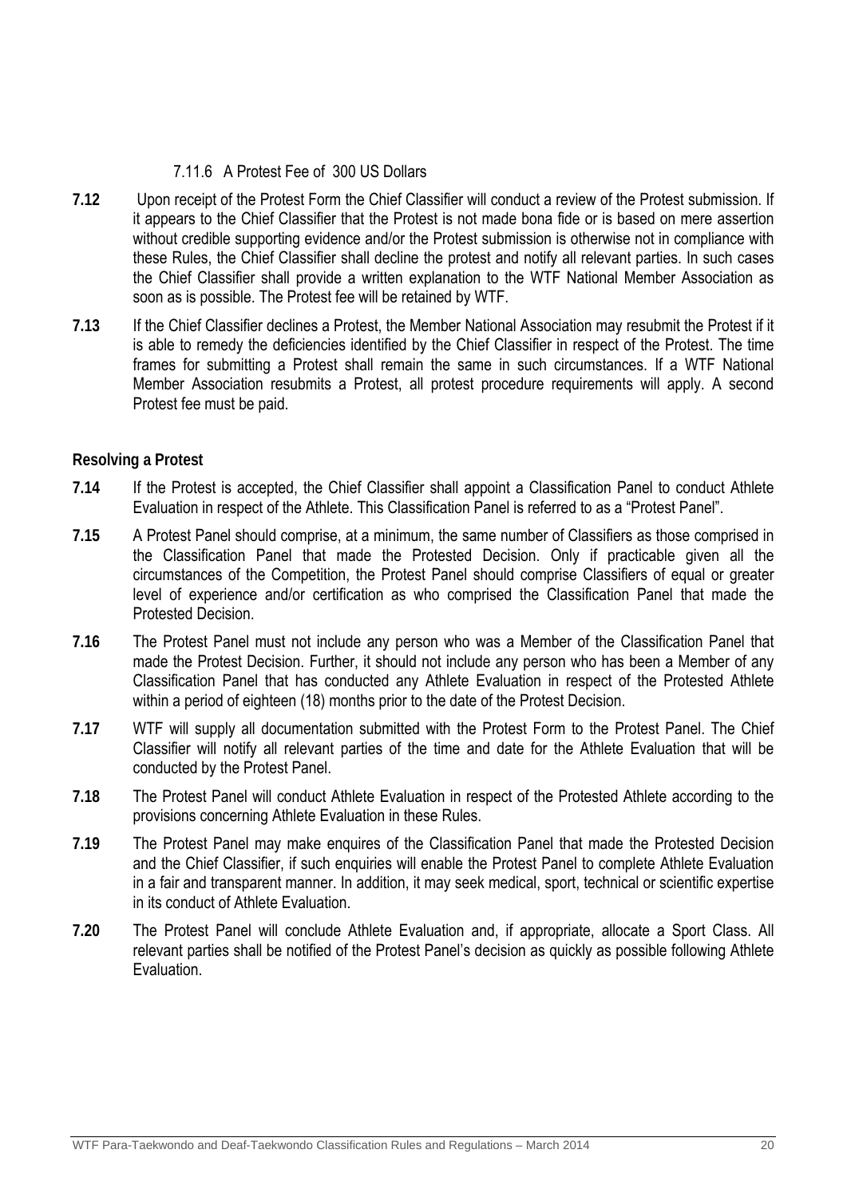7.11.6 A Protest Fee of 300 US Dollars

**7.12** Upon receipt of the Protest Form the Chief Classifier will conduct a review of the Protest submission. If it appears to the Chief Classifier that the Protest is not made bona fide or is based on mere assertion without credible supporting evidence and/or the Protest submission is otherwise not in compliance with these Rules, the Chief Classifier shall decline the protest and notify all relevant parties. In such cases the Chief Classifier shall provide a written explanation to the WTF National Member Association as soon as is possible. The Protest fee will be retained by WTF.

**7.13** If the Chief Classifier declines a Protest, the Member National Association may resubmit the Protest if it is able to remedy the deficiencies identified by the Chief Classifier in respect of the Protest. The time frames for submitting a Protest shall remain the same in such circumstances. If a WTF National Member Association resubmits a Protest, all protest procedure requirements will apply. A second Protest fee must be paid.

**Resolving a Protest**

**7.14** If the Protest is accepted, the Chief Classifier shall appoint a Classification Panel to conduct Athlete Evaluation in respect of the Athlete. This Classification Panel is referred to as a "Protest Panel".

**7.15** A Protest Panel should comprise, at a minimum, the same number of Classifiers as those comprised in the Classification Panel that made the Protested Decision. Only if practicable given all the circumstances of the Competition, the Protest Panel should comprise Classifiers of equal or greater level of experience and/or certification as who comprised the Classification Panel that made the Protested Decision.

**7.16** The Protest Panel must not include any person who was a Member of the Classification Panel that made the Protest Decision. Further, it should not include any person who has been a Member of any Classification Panel that has conducted any Athlete Evaluation in respect of the Protested Athlete within a period of eighteen (18) months prior to the date of the Protest Decision.

**7.17** WTF will supply all documentation submitted with the Protest Form to the Protest Panel. The Chief Classifier will notify all relevant parties of the time and date for the Athlete Evaluation that will be conducted by the Protest Panel.

**7.18** The Protest Panel will conduct Athlete Evaluation in respect of the Protested Athlete according to the provisions concerning Athlete Evaluation in these Rules.

**7.19** The Protest Panel may make enquires of the Classification Panel that made the Protested Decision and the Chief Classifier, if such enquiries will enable the Protest Panel to complete Athlete Evaluation in a fair and transparent manner. In addition, it may seek medical, sport, technical or scientific expertise in its conduct of Athlete Evaluation.

**7.20** The Protest Panel will conclude Athlete Evaluation and, if appropriate, allocate a Sport Class. All relevant parties shall be notified of the Protest Panel's decision as quickly as possible following Athlete Evaluation.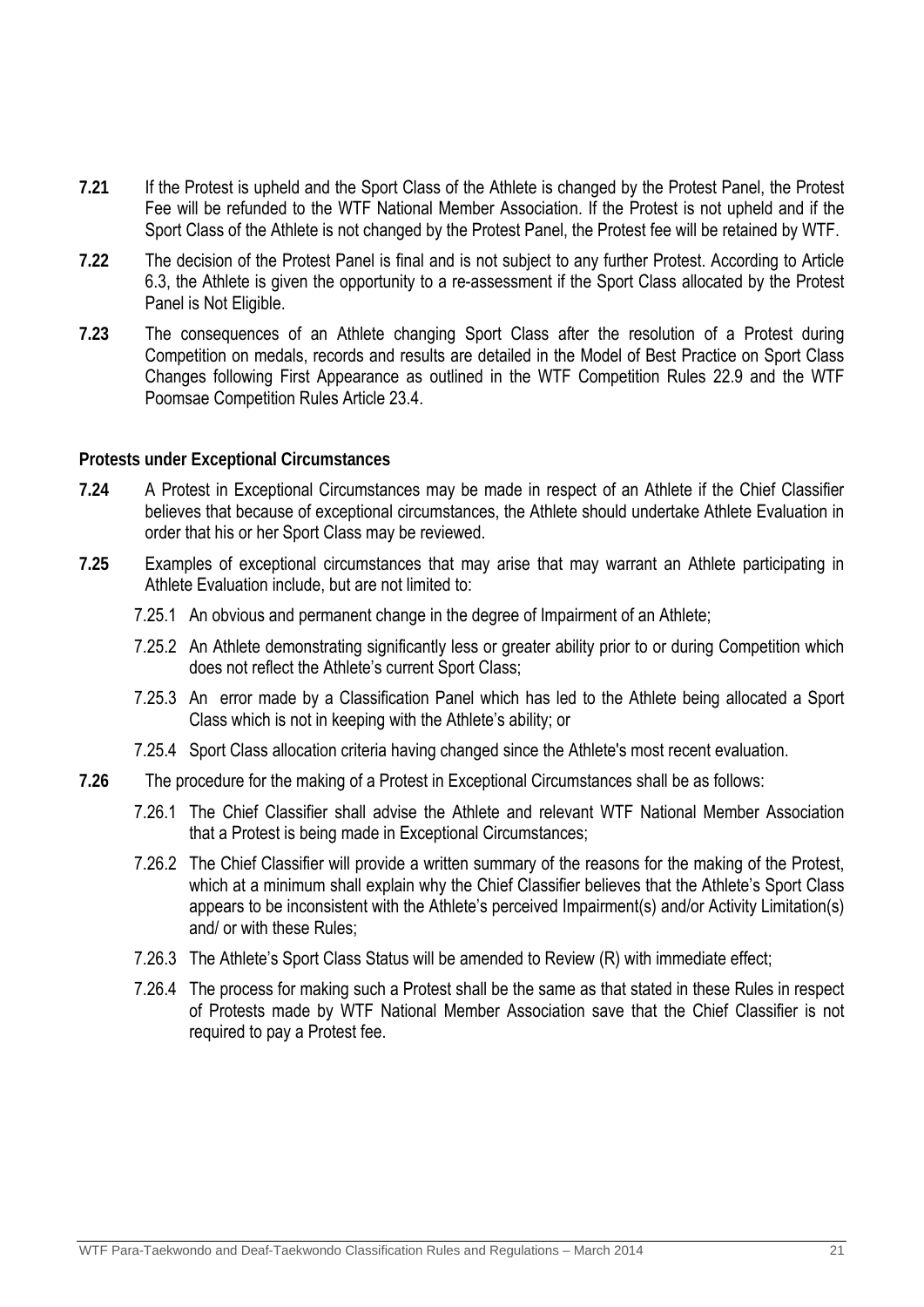**7.21** If the Protest is upheld and the Sport Class of the Athlete is changed by the Protest Panel, the Protest Fee will be refunded to the WTF National Member Association. If the Protest is not upheld and if the Sport Class of the Athlete is not changed by the Protest Panel, the Protest fee will be retained by WTF.

**7.22** The decision of the Protest Panel is final and is not subject to any further Protest. According to Article 6.3, the Athlete is given the opportunity to a re-assessment if the Sport Class allocated by the Protest Panel is Not Eligible.

**7.23** The consequences of an Athlete changing Sport Class after the resolution of a Protest during Competition on medals, records and results are detailed in the Model of Best Practice on Sport Class Changes following First Appearance as outlined in the WTF Competition Rules 22.9 and the WTF Poomsae Competition Rules Article 23.4.

**Protests under Exceptional Circumstances**

**7.24** A Protest in Exceptional Circumstances may be made in respect of an Athlete if the Chief Classifier believes that because of exceptional circumstances, the Athlete should undertake Athlete Evaluation in order that his or her Sport Class may be reviewed.

**7.25** Examples of exceptional circumstances that may arise that may warrant an Athlete participating in Athlete Evaluation include, but are not limited to:

7.25.1 An obvious and permanent change in the degree of Impairment of an Athlete;

7.25.2 An Athlete demonstrating significantly less or greater ability prior to or during Competition which does not reflect the Athlete's current Sport Class;

7.25.3 An error made by a Classification Panel which has led to the Athlete being allocated a Sport Class which is not in keeping with the Athlete's ability; or

7.25.4 Sport Class allocation criteria having changed since the Athlete's most recent evaluation.

**7.26** The procedure for the making of a Protest in Exceptional Circumstances shall be as follows:

7.26.1 The Chief Classifier shall advise the Athlete and relevant WTF National Member Association that a Protest is being made in Exceptional Circumstances;

7.26.2 The Chief Classifier will provide a written summary of the reasons for the making of the Protest, which at a minimum shall explain why the Chief Classifier believes that the Athlete's Sport Class appears to be inconsistent with the Athlete's perceived Impairment(s) and/or Activity Limitation(s) and/ or with these Rules;

7.26.3 The Athlete's Sport Class Status will be amended to Review (R) with immediate effect;

7.26.4 The process for making such a Protest shall be the same as that stated in these Rules in respect of Protests made by WTF National Member Association save that the Chief Classifier is not required to pay a Protest fee.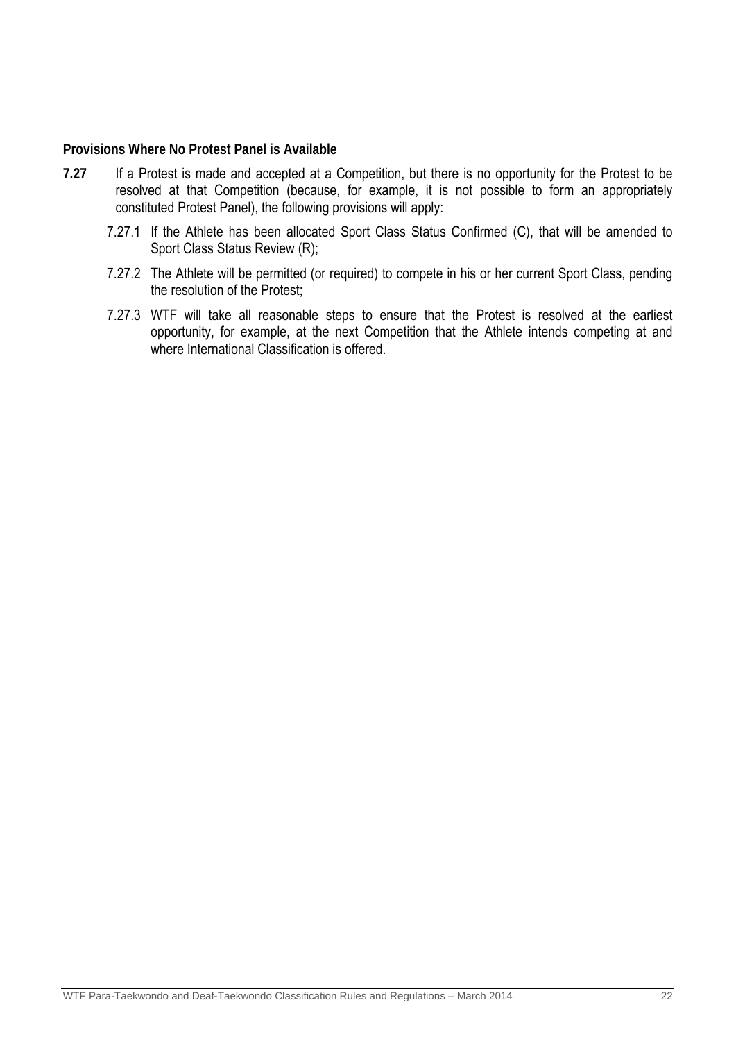**Provisions Where No Protest Panel is Available**

**7.27** If a Protest is made and accepted at a Competition, but there is no opportunity for the Protest to be resolved at that Competition (because, for example, it is not possible to form an appropriately constituted Protest Panel), the following provisions will apply:

- 7.27.1 If the Athlete has been allocated Sport Class Status Confirmed (C), that will be amended to Sport Class Status Review (R);
- 7.27.2 The Athlete will be permitted (or required) to compete in his or her current Sport Class, pending the resolution of the Protest;
- 7.27.3 WTF will take all reasonable steps to ensure that the Protest is resolved at the earliest opportunity, for example, at the next Competition that the Athlete intends competing at and where International Classification is offered.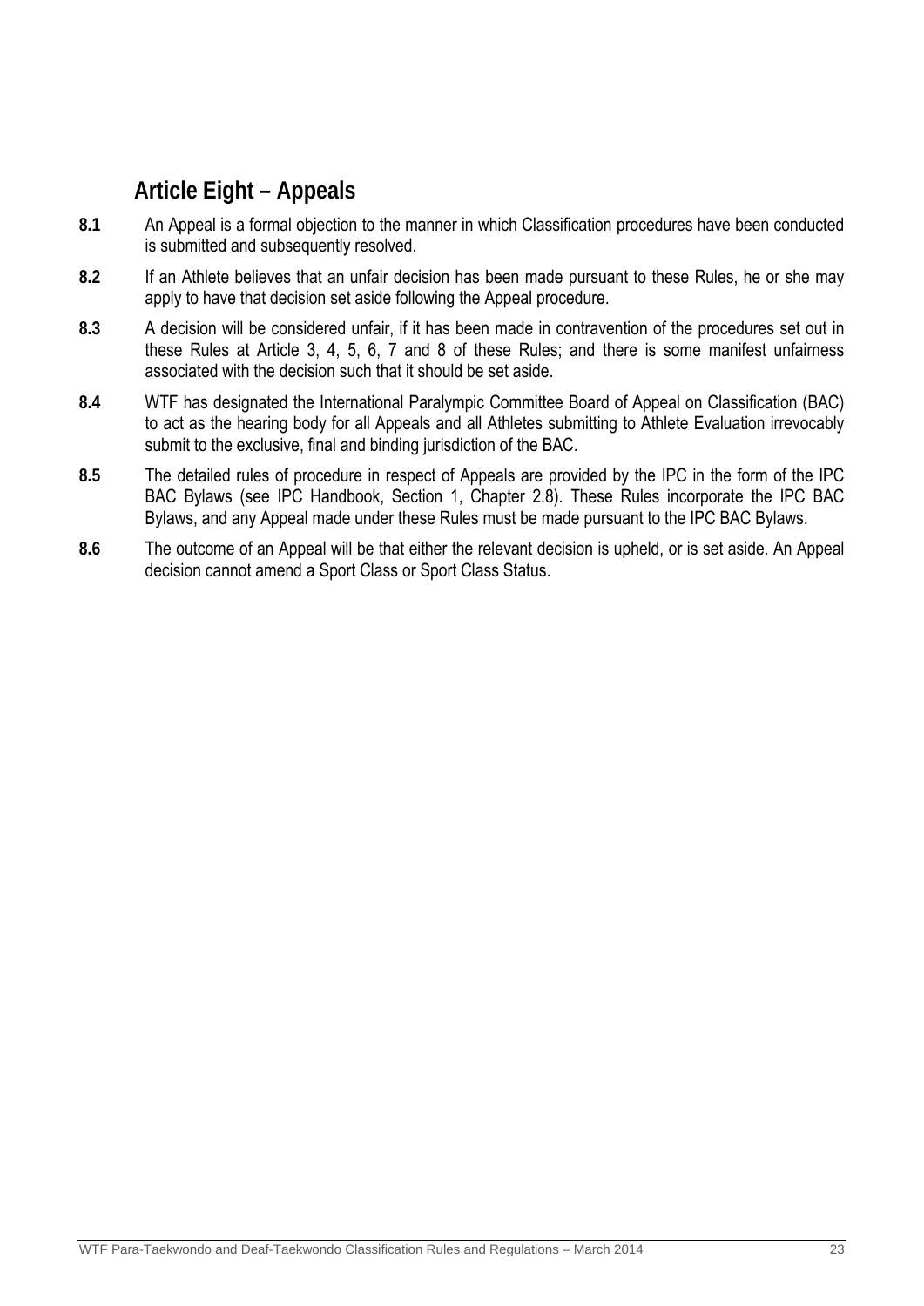## Article Eight – Appeals

**8.1** An Appeal is a formal objection to the manner in which Classification procedures have been conducted is submitted and subsequently resolved.

**8.2** If an Athlete believes that an unfair decision has been made pursuant to these Rules, he or she may apply to have that decision set aside following the Appeal procedure.

**8.3** A decision will be considered unfair, if it has been made in contravention of the procedures set out in these Rules at Article 3, 4, 5, 6, 7 and 8 of these Rules; and there is some manifest unfairness associated with the decision such that it should be set aside.

**8.4** WTF has designated the International Paralympic Committee Board of Appeal on Classification (BAC) to act as the hearing body for all Appeals and all Athletes submitting to Athlete Evaluation irrevocably submit to the exclusive, final and binding jurisdiction of the BAC.

**8.5** The detailed rules of procedure in respect of Appeals are provided by the IPC in the form of the IPC BAC Bylaws (see IPC Handbook, Section 1, Chapter 2.8). These Rules incorporate the IPC BAC Bylaws, and any Appeal made under these Rules must be made pursuant to the IPC BAC Bylaws.

**8.6** The outcome of an Appeal will be that either the relevant decision is upheld, or is set aside. An Appeal decision cannot amend a Sport Class or Sport Class Status.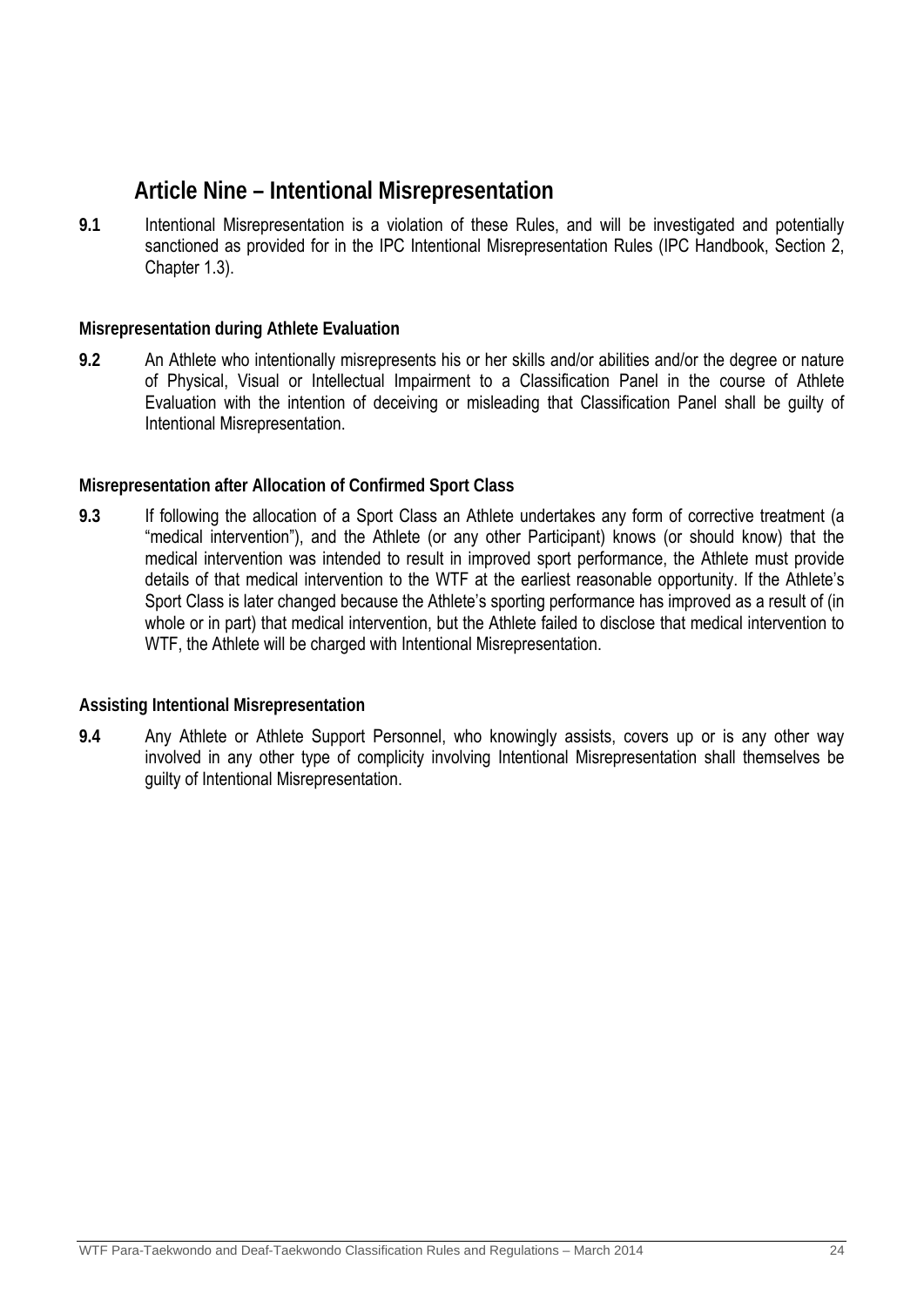# Article Nine – Intentional Misrepresentation

**9.1** Intentional Misrepresentation is a violation of these Rules, and will be investigated and potentially sanctioned as provided for in the IPC Intentional Misrepresentation Rules (IPC Handbook, Section 2, Chapter 1.3).

### Misrepresentation during Athlete Evaluation

**9.2** An Athlete who intentionally misrepresents his or her skills and/or abilities and/or the degree or nature of Physical, Visual or Intellectual Impairment to a Classification Panel in the course of Athlete Evaluation with the intention of deceiving or misleading that Classification Panel shall be guilty of Intentional Misrepresentation.

### Misrepresentation after Allocation of Confirmed Sport Class

**9.3** If following the allocation of a Sport Class an Athlete undertakes any form of corrective treatment (a "medical intervention"), and the Athlete (or any other Participant) knows (or should know) that the medical intervention was intended to result in improved sport performance, the Athlete must provide details of that medical intervention to the WTF at the earliest reasonable opportunity. If the Athlete's Sport Class is later changed because the Athlete's sporting performance has improved as a result of (in whole or in part) that medical intervention, but the Athlete failed to disclose that medical intervention to WTF, the Athlete will be charged with Intentional Misrepresentation.

### Assisting Intentional Misrepresentation

**9.4** Any Athlete or Athlete Support Personnel, who knowingly assists, covers up or is any other way involved in any other type of complicity involving Intentional Misrepresentation shall themselves be guilty of Intentional Misrepresentation.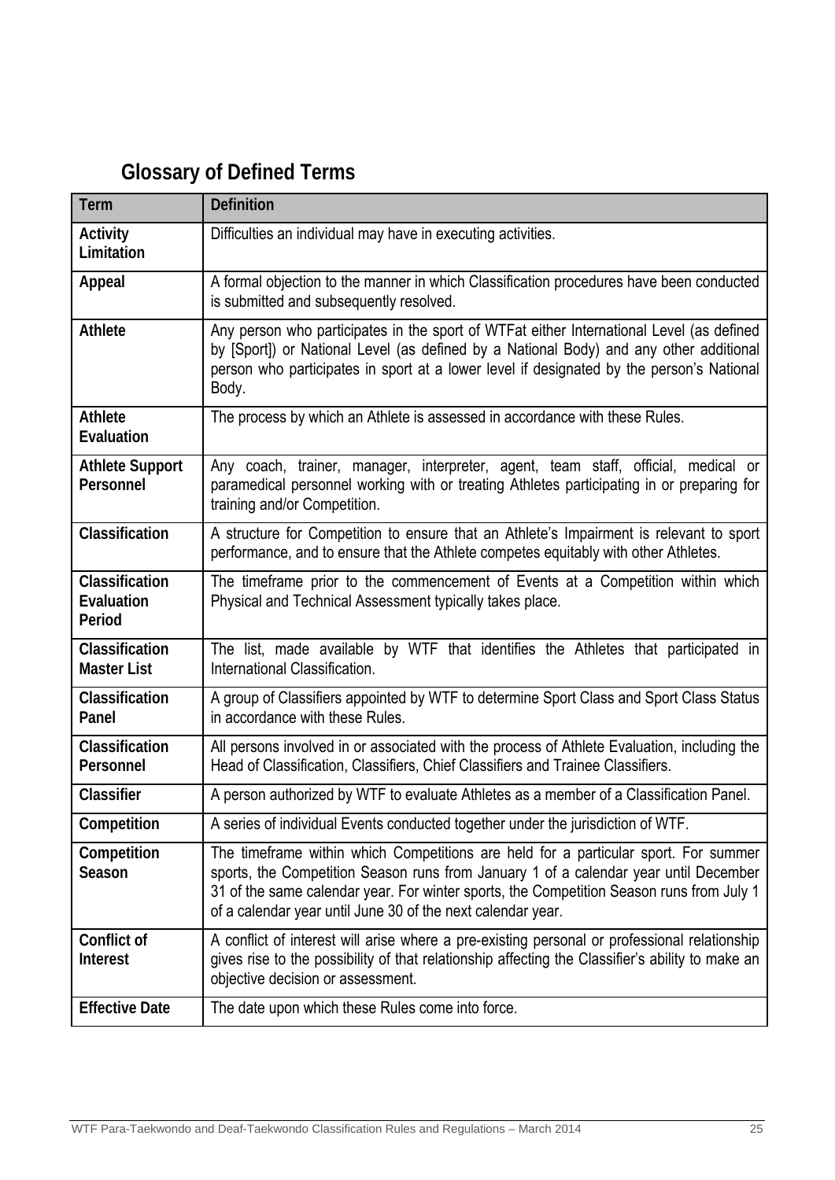## Glossary of Defined Terms

| Term | Definition |
|---|---|
| **Activity Limitation** | Difficulties an individual may have in executing activities. |
| **Appeal** | A formal objection to the manner in which Classification procedures have been conducted is submitted and subsequently resolved. |
| **Athlete** | Any person who participates in the sport of WTFat either International Level (as defined by [Sport]) or National Level (as defined by a National Body) and any other additional person who participates in sport at a lower level if designated by the person's National Body. |
| **Athlete Evaluation** | The process by which an Athlete is assessed in accordance with these Rules. |
| **Athlete Support Personnel** | Any coach, trainer, manager, interpreter, agent, team staff, official, medical or paramedical personnel working with or treating Athletes participating in or preparing for training and/or Competition. |
| **Classification** | A structure for Competition to ensure that an Athlete's Impairment is relevant to sport performance, and to ensure that the Athlete competes equitably with other Athletes. |
| **Classification Evaluation Period** | The timeframe prior to the commencement of Events at a Competition within which Physical and Technical Assessment typically takes place. |
| **Classification Master List** | The list, made available by WTF that identifies the Athletes that participated in International Classification. |
| **Classification Panel** | A group of Classifiers appointed by WTF to determine Sport Class and Sport Class Status in accordance with these Rules. |
| **Classification Personnel** | All persons involved in or associated with the process of Athlete Evaluation, including the Head of Classification, Classifiers, Chief Classifiers and Trainee Classifiers. |
| **Classifier** | A person authorized by WTF to evaluate Athletes as a member of a Classification Panel. |
| **Competition** | A series of individual Events conducted together under the jurisdiction of WTF. |
| **Competition Season** | The timeframe within which Competitions are held for a particular sport. For summer sports, the Competition Season runs from January 1 of a calendar year until December 31 of the same calendar year. For winter sports, the Competition Season runs from July 1 of a calendar year until June 30 of the next calendar year. |
| **Conflict of Interest** | A conflict of interest will arise where a pre-existing personal or professional relationship gives rise to the possibility of that relationship affecting the Classifier's ability to make an objective decision or assessment. |
| **Effective Date** | The date upon which these Rules come into force. |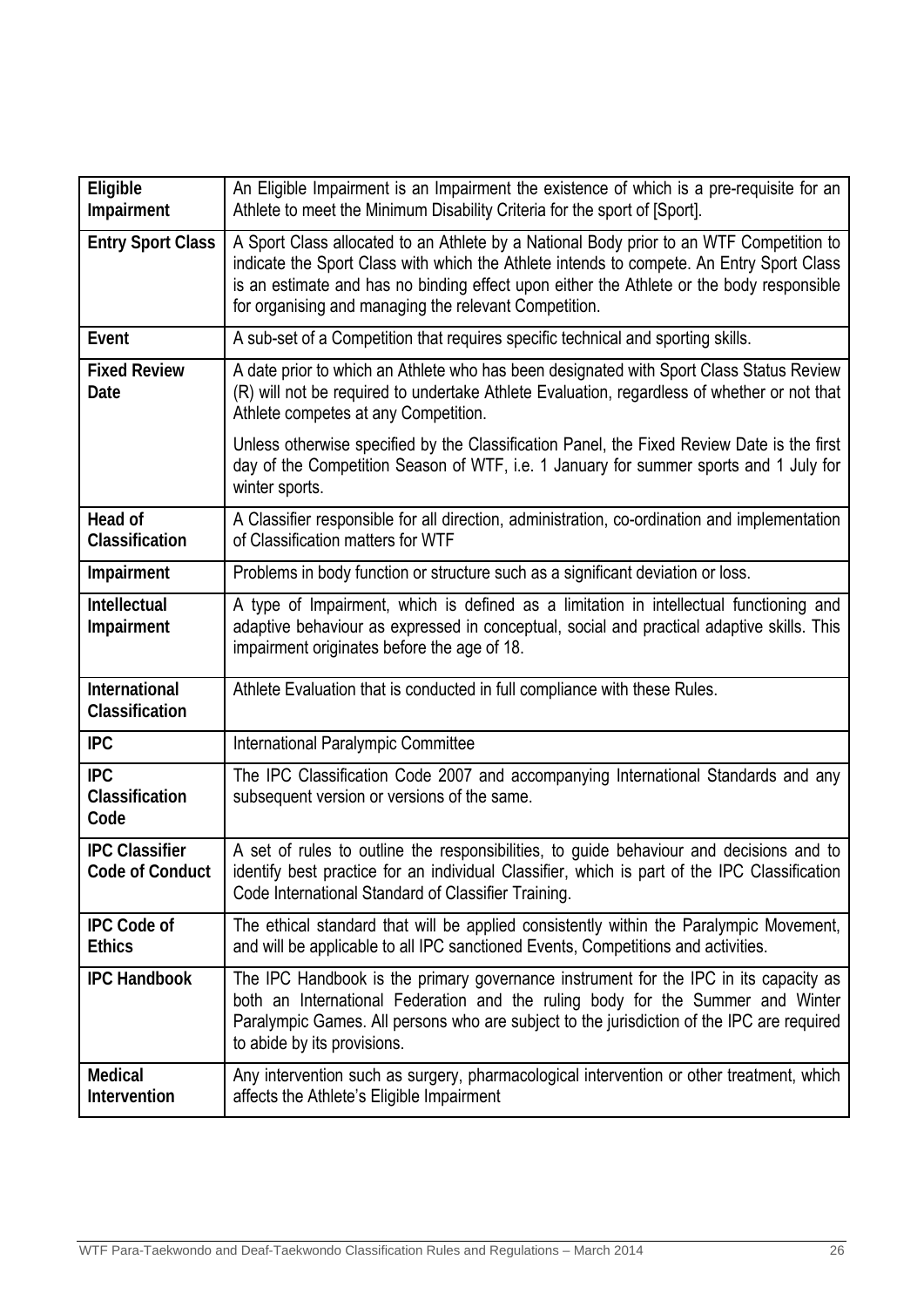| | |
|---|---|
| **Eligible Impairment** | An Eligible Impairment is an Impairment the existence of which is a pre-requisite for an Athlete to meet the Minimum Disability Criteria for the sport of [Sport]. |
| **Entry Sport Class** | A Sport Class allocated to an Athlete by a National Body prior to an WTF Competition to indicate the Sport Class with which the Athlete intends to compete. An Entry Sport Class is an estimate and has no binding effect upon either the Athlete or the body responsible for organising and managing the relevant Competition. |
| **Event** | A sub-set of a Competition that requires specific technical and sporting skills. |
| **Fixed Review Date** | A date prior to which an Athlete who has been designated with Sport Class Status Review (R) will not be required to undertake Athlete Evaluation, regardless of whether or not that Athlete competes at any Competition.<br><br>Unless otherwise specified by the Classification Panel, the Fixed Review Date is the first day of the Competition Season of WTF, i.e. 1 January for summer sports and 1 July for winter sports. |
| **Head of Classification** | A Classifier responsible for all direction, administration, co-ordination and implementation of Classification matters for WTF |
| **Impairment** | Problems in body function or structure such as a significant deviation or loss. |
| **Intellectual Impairment** | A type of Impairment, which is defined as a limitation in intellectual functioning and adaptive behaviour as expressed in conceptual, social and practical adaptive skills. This impairment originates before the age of 18. |
| **International Classification** | Athlete Evaluation that is conducted in full compliance with these Rules. |
| **IPC** | International Paralympic Committee |
| **IPC Classification Code** | The IPC Classification Code 2007 and accompanying International Standards and any subsequent version or versions of the same. |
| **IPC Classifier Code of Conduct** | A set of rules to outline the responsibilities, to guide behaviour and decisions and to identify best practice for an individual Classifier, which is part of the IPC Classification Code International Standard of Classifier Training. |
| **IPC Code of Ethics** | The ethical standard that will be applied consistently within the Paralympic Movement, and will be applicable to all IPC sanctioned Events, Competitions and activities. |
| **IPC Handbook** | The IPC Handbook is the primary governance instrument for the IPC in its capacity as both an International Federation and the ruling body for the Summer and Winter Paralympic Games. All persons who are subject to the jurisdiction of the IPC are required to abide by its provisions. |
| **Medical Intervention** | Any intervention such as surgery, pharmacological intervention or other treatment, which affects the Athlete's Eligible Impairment |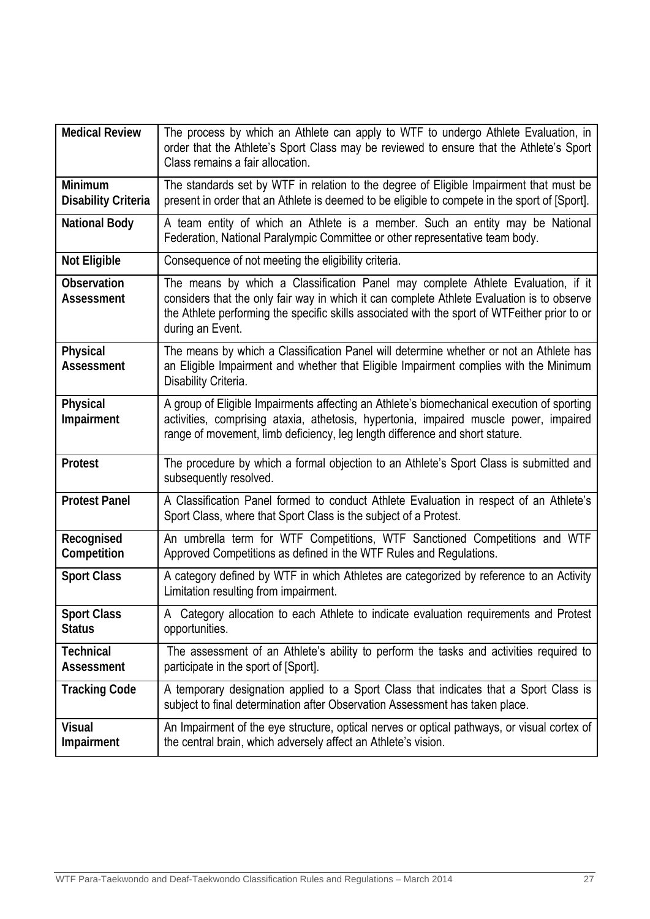| | |
|---|---|
| **Medical Review** | The process by which an Athlete can apply to WTF to undergo Athlete Evaluation, in order that the Athlete's Sport Class may be reviewed to ensure that the Athlete's Sport Class remains a fair allocation. |
| **Minimum Disability Criteria** | The standards set by WTF in relation to the degree of Eligible Impairment that must be present in order that an Athlete is deemed to be eligible to compete in the sport of [Sport]. |
| **National Body** | A team entity of which an Athlete is a member. Such an entity may be National Federation, National Paralympic Committee or other representative team body. |
| **Not Eligible** | Consequence of not meeting the eligibility criteria. |
| **Observation Assessment** | The means by which a Classification Panel may complete Athlete Evaluation, if it considers that the only fair way in which it can complete Athlete Evaluation is to observe the Athlete performing the specific skills associated with the sport of WTFeither prior to or during an Event. |
| **Physical Assessment** | The means by which a Classification Panel will determine whether or not an Athlete has an Eligible Impairment and whether that Eligible Impairment complies with the Minimum Disability Criteria. |
| **Physical Impairment** | A group of Eligible Impairments affecting an Athlete's biomechanical execution of sporting activities, comprising ataxia, athetosis, hypertonia, impaired muscle power, impaired range of movement, limb deficiency, leg length difference and short stature. |
| **Protest** | The procedure by which a formal objection to an Athlete's Sport Class is submitted and subsequently resolved. |
| **Protest Panel** | A Classification Panel formed to conduct Athlete Evaluation in respect of an Athlete's Sport Class, where that Sport Class is the subject of a Protest. |
| **Recognised Competition** | An umbrella term for WTF Competitions, WTF Sanctioned Competitions and WTF Approved Competitions as defined in the WTF Rules and Regulations. |
| **Sport Class** | A category defined by WTF in which Athletes are categorized by reference to an Activity Limitation resulting from impairment. |
| **Sport Class Status** | A Category allocation to each Athlete to indicate evaluation requirements and Protest opportunities. |
| **Technical Assessment** | The assessment of an Athlete's ability to perform the tasks and activities required to participate in the sport of [Sport]. |
| **Tracking Code** | A temporary designation applied to a Sport Class that indicates that a Sport Class is subject to final determination after Observation Assessment has taken place. |
| **Visual Impairment** | An Impairment of the eye structure, optical nerves or optical pathways, or visual cortex of the central brain, which adversely affect an Athlete's vision. |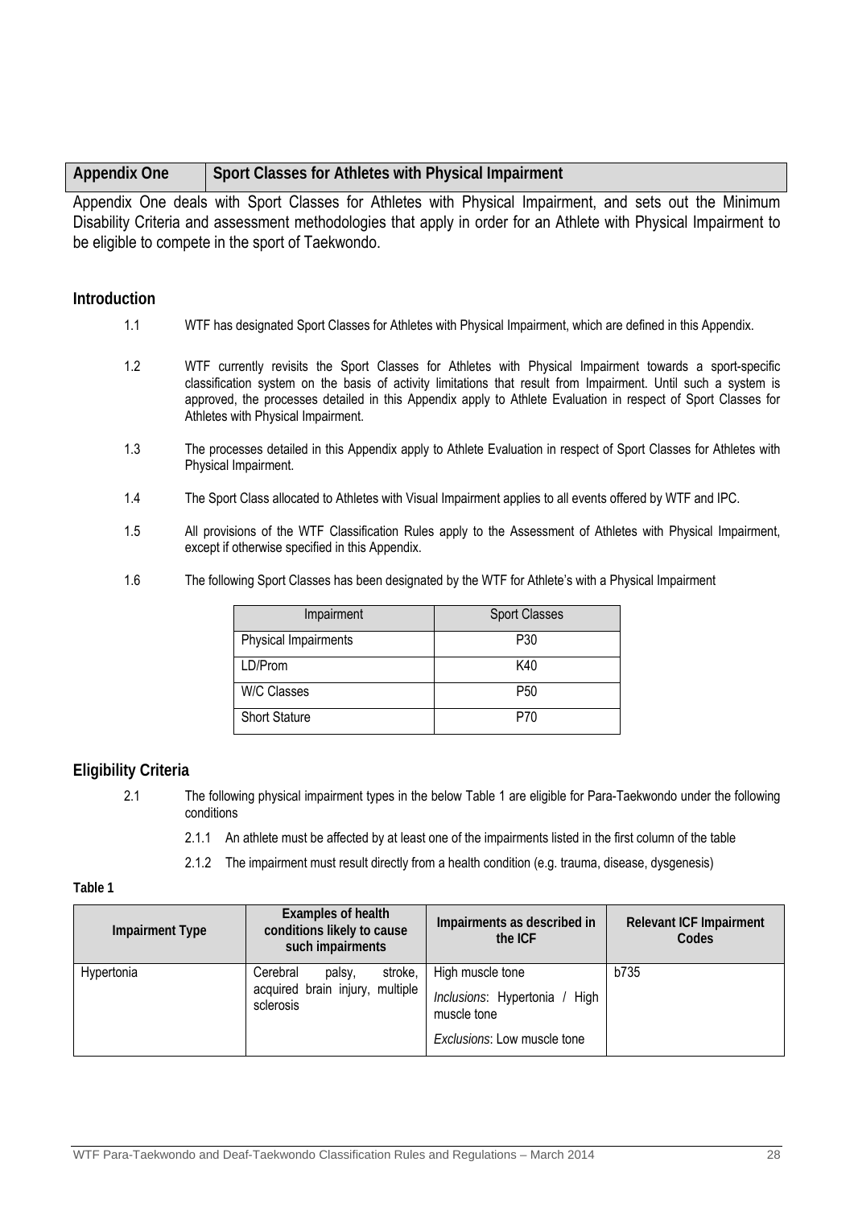| Appendix One | Sport Classes for Athletes with Physical Impairment |
|---|---|

Appendix One deals with Sport Classes for Athletes with Physical Impairment, and sets out the Minimum Disability Criteria and assessment methodologies that apply in order for an Athlete with Physical Impairment to be eligible to compete in the sport of Taekwondo.

## Introduction

1.1 WTF has designated Sport Classes for Athletes with Physical Impairment, which are defined in this Appendix.

1.2 WTF currently revisits the Sport Classes for Athletes with Physical Impairment towards a sport-specific classification system on the basis of activity limitations that result from Impairment. Until such a system is approved, the processes detailed in this Appendix apply to Athlete Evaluation in respect of Sport Classes for Athletes with Physical Impairment.

1.3 The processes detailed in this Appendix apply to Athlete Evaluation in respect of Sport Classes for Athletes with Physical Impairment.

1.4 The Sport Class allocated to Athletes with Visual Impairment applies to all events offered by WTF and IPC.

1.5 All provisions of the WTF Classification Rules apply to the Assessment of Athletes with Physical Impairment, except if otherwise specified in this Appendix.

1.6 The following Sport Classes has been designated by the WTF for Athlete's with a Physical Impairment

| Impairment | Sport Classes |
|---|---|
| Physical Impairments | P30 |
| LD/Prom | K40 |
| W/C Classes | P50 |
| Short Stature | P70 |

## Eligibility Criteria

2.1 The following physical impairment types in the below Table 1 are eligible for Para-Taekwondo under the following conditions

2.1.1 An athlete must be affected by at least one of the impairments listed in the first column of the table

2.1.2 The impairment must result directly from a health condition (e.g. trauma, disease, dysgenesis)

**Table 1**

| Impairment Type | Examples of health conditions likely to cause such impairments | Impairments as described in the ICF | Relevant ICF Impairment Codes |
|---|---|---|---|
| Hypertonia | Cerebral palsy, stroke, acquired brain injury, multiple sclerosis | High muscle tone<br>*Inclusions*: Hypertonia / High muscle tone<br>*Exclusions*: Low muscle tone | b735 |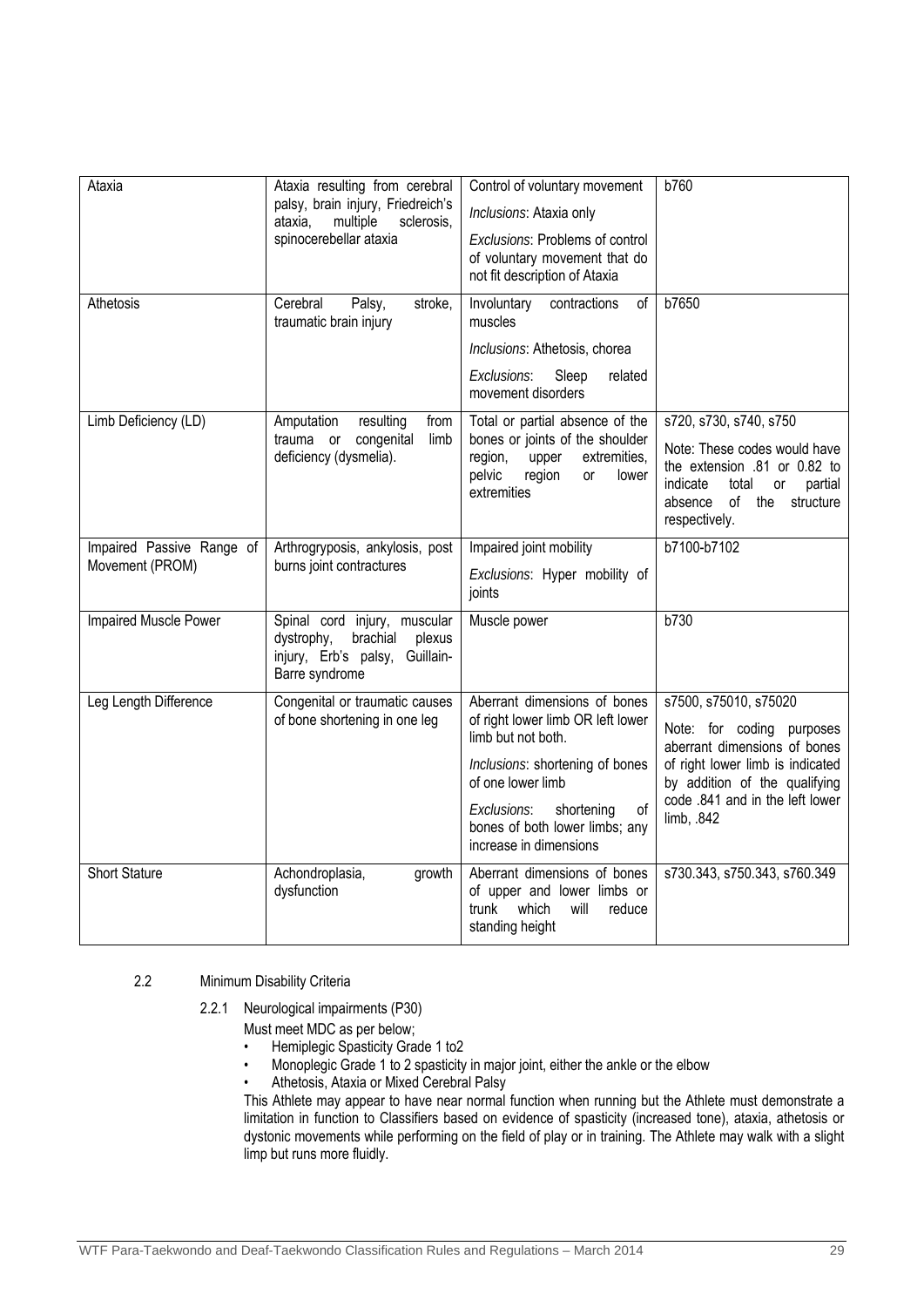| Ataxia | Ataxia resulting from cerebral palsy, brain injury, Friedreich's ataxia, multiple sclerosis, spinocerebellar ataxia | Control of voluntary movement<br>*Inclusions*: Ataxia only<br>*Exclusions*: Problems of control of voluntary movement that do not fit description of Ataxia | b760 |
|---|---|---|---|
| Athetosis | Cerebral Palsy, stroke, traumatic brain injury | Involuntary contractions of muscles<br>*Inclusions*: Athetosis, chorea<br>*Exclusions*: Sleep related movement disorders | b7650 |
| Limb Deficiency (LD) | Amputation resulting from trauma or congenital limb deficiency (dysmelia). | Total or partial absence of the bones or joints of the shoulder region, upper extremities, pelvic region or lower extremities | s720, s730, s740, s750<br>Note: These codes would have the extension .81 or 0.82 to indicate total or partial absence of the structure respectively. |
| Impaired Passive Range of Movement (PROM) | Arthrogryposis, ankylosis, post burns joint contractures | Impaired joint mobility<br>*Exclusions*: Hyper mobility of joints | b7100-b7102 |
| Impaired Muscle Power | Spinal cord injury, muscular dystrophy, brachial plexus injury, Erb's palsy, Guillain-Barre syndrome | Muscle power | b730 |
| Leg Length Difference | Congenital or traumatic causes of bone shortening in one leg | Aberrant dimensions of bones of right lower limb OR left lower limb but not both.<br>*Inclusions*: shortening of bones of one lower limb<br>*Exclusions*: shortening of bones of both lower limbs; any increase in dimensions | s7500, s75010, s75020<br>Note: for coding purposes aberrant dimensions of bones of right lower limb is indicated by addition of the qualifying code .841 and in the left lower limb, .842 |
| Short Stature | Achondroplasia, growth dysfunction | Aberrant dimensions of bones of upper and lower limbs or trunk which will reduce standing height | s730.343, s750.343, s760.349 |

2.2 Minimum Disability Criteria

2.2.1 Neurological impairments (P30)

Must meet MDC as per below;

- Hemiplegic Spasticity Grade 1 to2
- Monoplegic Grade 1 to 2 spasticity in major joint, either the ankle or the elbow
- Athetosis, Ataxia or Mixed Cerebral Palsy

This Athlete may appear to have near normal function when running but the Athlete must demonstrate a limitation in function to Classifiers based on evidence of spasticity (increased tone), ataxia, athetosis or dystonic movements while performing on the field of play or in training. The Athlete may walk with a slight limp but runs more fluidly.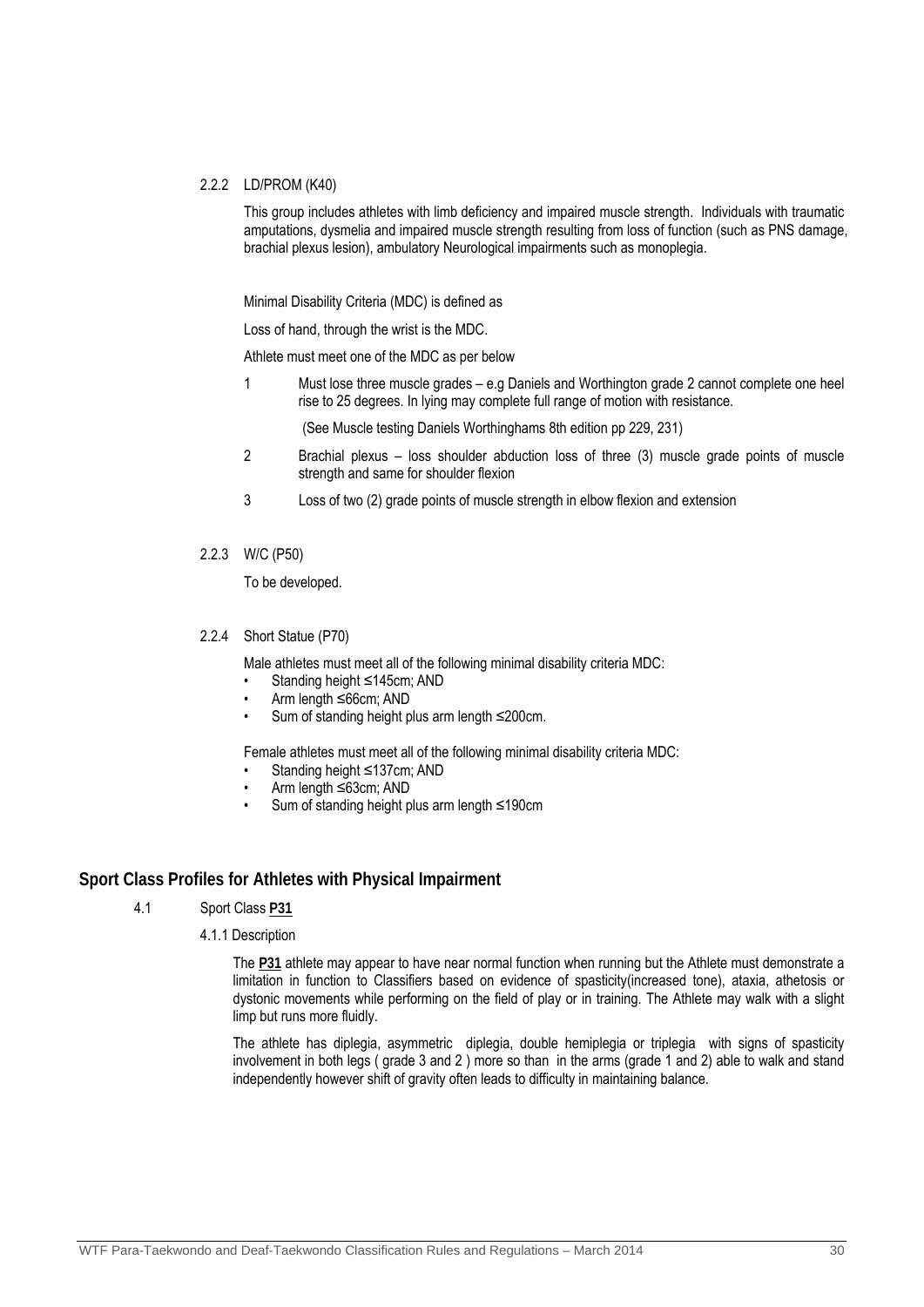### 2.2.2 LD/PROM (K40)

This group includes athletes with limb deficiency and impaired muscle strength. Individuals with traumatic amputations, dysmelia and impaired muscle strength resulting from loss of function (such as PNS damage, brachial plexus lesion), ambulatory Neurological impairments such as monoplegia.

Minimal Disability Criteria (MDC) is defined as

Loss of hand, through the wrist is the MDC.

Athlete must meet one of the MDC as per below

1. Must lose three muscle grades – e.g Daniels and Worthington grade 2 cannot complete one heel rise to 25 degrees. In lying may complete full range of motion with resistance.

   (See Muscle testing Daniels Worthinghams 8th edition pp 229, 231)

2. Brachial plexus – loss shoulder abduction loss of three (3) muscle grade points of muscle strength and same for shoulder flexion

3. Loss of two (2) grade points of muscle strength in elbow flexion and extension

### 2.2.3 W/C (P50)

To be developed.

### 2.2.4 Short Statue (P70)

Male athletes must meet all of the following minimal disability criteria MDC:

- Standing height ≤145cm; AND
- Arm length ≤66cm; AND
- Sum of standing height plus arm length ≤200cm.

Female athletes must meet all of the following minimal disability criteria MDC:

- Standing height ≤137cm; AND
- Arm length ≤63cm; AND
- Sum of standing height plus arm length ≤190cm

## Sport Class Profiles for Athletes with Physical Impairment

### 4.1 Sport Class **P31**

#### 4.1.1 Description

The **P31** athlete may appear to have near normal function when running but the Athlete must demonstrate a limitation in function to Classifiers based on evidence of spasticity(increased tone), ataxia, athetosis or dystonic movements while performing on the field of play or in training. The Athlete may walk with a slight limp but runs more fluidly.

The athlete has diplegia, asymmetric diplegia, double hemiplegia or triplegia with signs of spasticity involvement in both legs ( grade 3 and 2 ) more so than in the arms (grade 1 and 2) able to walk and stand independently however shift of gravity often leads to difficulty in maintaining balance.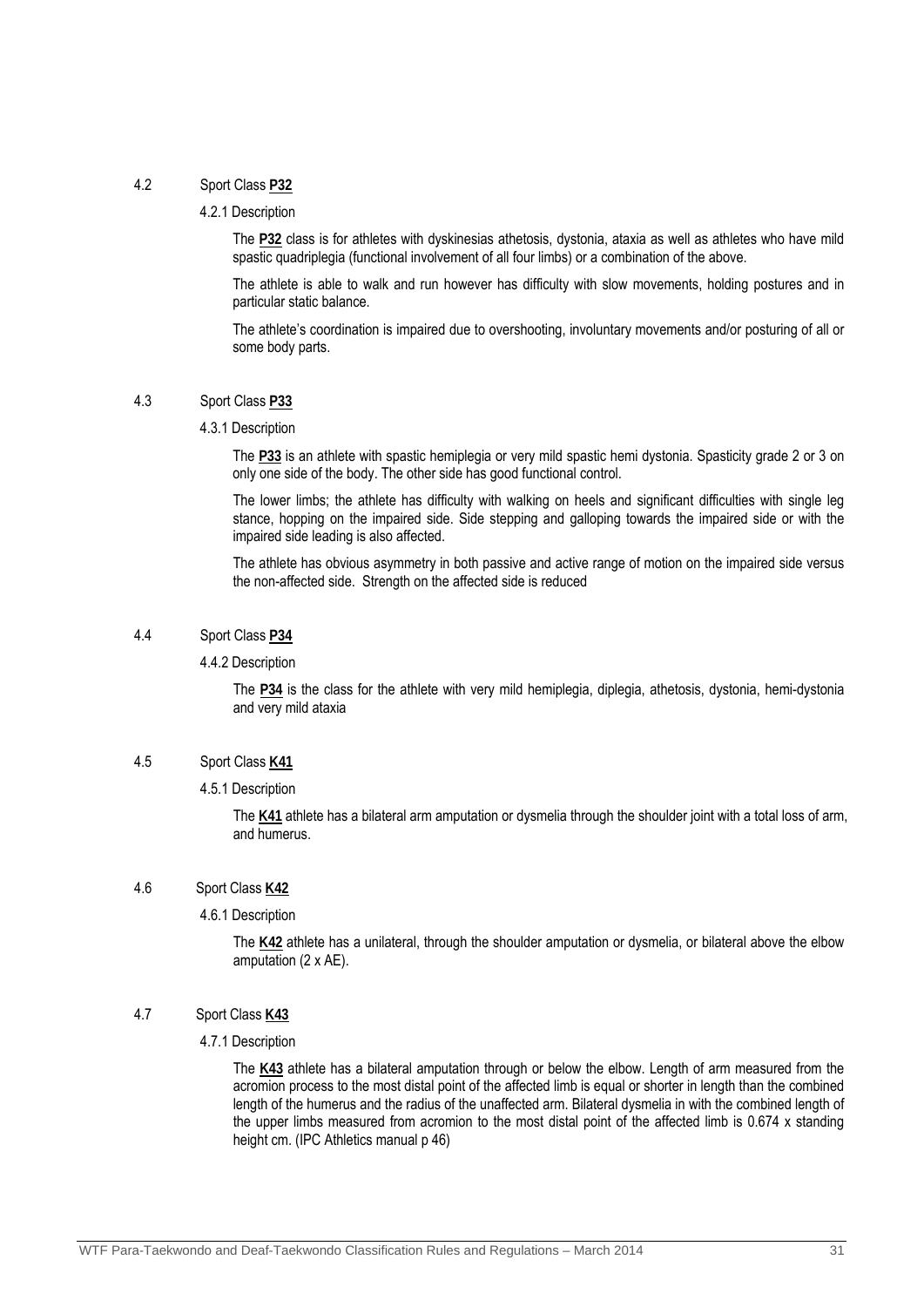## 4.2 Sport Class **P32**

### 4.2.1 Description

The **P32** class is for athletes with dyskinesias athetosis, dystonia, ataxia as well as athletes who have mild spastic quadriplegia (functional involvement of all four limbs) or a combination of the above.

The athlete is able to walk and run however has difficulty with slow movements, holding postures and in particular static balance.

The athlete's coordination is impaired due to overshooting, involuntary movements and/or posturing of all or some body parts.

## 4.3 Sport Class **P33**

### 4.3.1 Description

The **P33** is an athlete with spastic hemiplegia or very mild spastic hemi dystonia. Spasticity grade 2 or 3 on only one side of the body. The other side has good functional control.

The lower limbs; the athlete has difficulty with walking on heels and significant difficulties with single leg stance, hopping on the impaired side. Side stepping and galloping towards the impaired side or with the impaired side leading is also affected.

The athlete has obvious asymmetry in both passive and active range of motion on the impaired side versus the non-affected side. Strength on the affected side is reduced

## 4.4 Sport Class **P34**

### 4.4.2 Description

The **P34** is the class for the athlete with very mild hemiplegia, diplegia, athetosis, dystonia, hemi-dystonia and very mild ataxia

## 4.5 Sport Class **K41**

### 4.5.1 Description

The **K41** athlete has a bilateral arm amputation or dysmelia through the shoulder joint with a total loss of arm, and humerus.

## 4.6 Sport Class **K42**

### 4.6.1 Description

The **K42** athlete has a unilateral, through the shoulder amputation or dysmelia, or bilateral above the elbow amputation (2 x AE).

## 4.7 Sport Class **K43**

### 4.7.1 Description

The **K43** athlete has a bilateral amputation through or below the elbow. Length of arm measured from the acromion process to the most distal point of the affected limb is equal or shorter in length than the combined length of the humerus and the radius of the unaffected arm. Bilateral dysmelia in with the combined length of the upper limbs measured from acromion to the most distal point of the affected limb is 0.674 x standing height cm. (IPC Athletics manual p 46)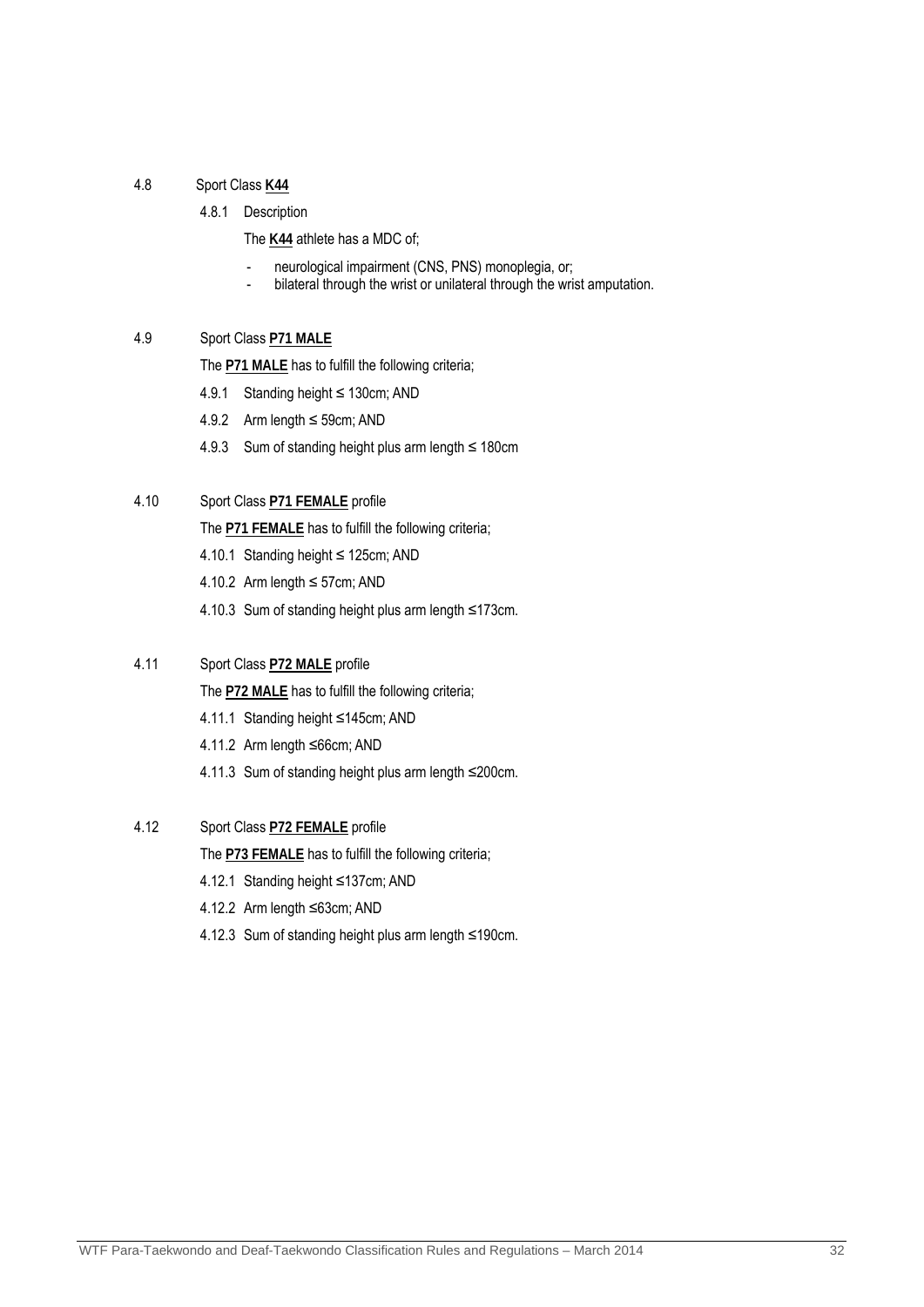4.8 Sport Class **K44**

4.8.1 Description

The **K44** athlete has a MDC of;

- neurological impairment (CNS, PNS) monoplegia, or;
- bilateral through the wrist or unilateral through the wrist amputation.

4.9 Sport Class **P71 MALE**

The **P71 MALE** has to fulfill the following criteria;

4.9.1 Standing height ≤ 130cm; AND

4.9.2 Arm length ≤ 59cm; AND

4.9.3 Sum of standing height plus arm length ≤ 180cm

4.10 Sport Class **P71 FEMALE** profile

The **P71 FEMALE** has to fulfill the following criteria;

4.10.1 Standing height ≤ 125cm; AND

4.10.2 Arm length ≤ 57cm; AND

4.10.3 Sum of standing height plus arm length ≤173cm.

4.11 Sport Class **P72 MALE** profile

The **P72 MALE** has to fulfill the following criteria;

4.11.1 Standing height ≤145cm; AND

4.11.2 Arm length ≤66cm; AND

4.11.3 Sum of standing height plus arm length ≤200cm.

4.12 Sport Class **P72 FEMALE** profile

The **P73 FEMALE** has to fulfill the following criteria;

4.12.1 Standing height ≤137cm; AND

4.12.2 Arm length ≤63cm; AND

4.12.3 Sum of standing height plus arm length ≤190cm.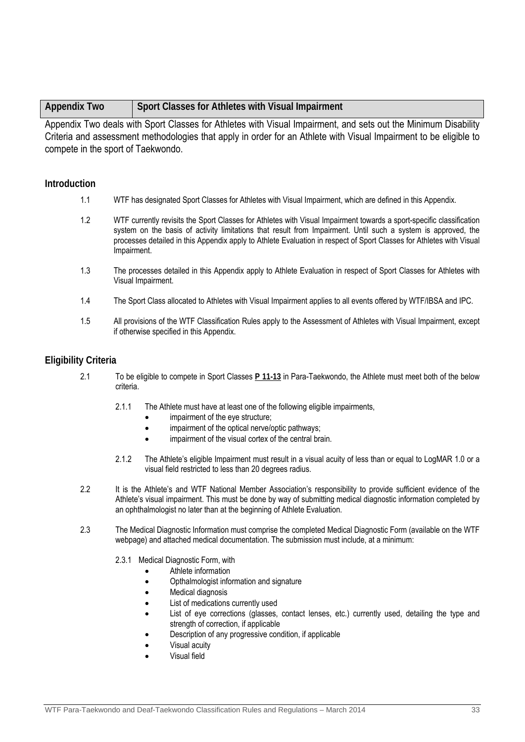| Appendix Two | Sport Classes for Athletes with Visual Impairment |
|---|---|

Appendix Two deals with Sport Classes for Athletes with Visual Impairment, and sets out the Minimum Disability Criteria and assessment methodologies that apply in order for an Athlete with Visual Impairment to be eligible to compete in the sport of Taekwondo.

## Introduction

1.1 WTF has designated Sport Classes for Athletes with Visual Impairment, which are defined in this Appendix.

1.2 WTF currently revisits the Sport Classes for Athletes with Visual Impairment towards a sport-specific classification system on the basis of activity limitations that result from Impairment. Until such a system is approved, the processes detailed in this Appendix apply to Athlete Evaluation in respect of Sport Classes for Athletes with Visual Impairment.

1.3 The processes detailed in this Appendix apply to Athlete Evaluation in respect of Sport Classes for Athletes with Visual Impairment.

1.4 The Sport Class allocated to Athletes with Visual Impairment applies to all events offered by WTF/IBSA and IPC.

1.5 All provisions of the WTF Classification Rules apply to the Assessment of Athletes with Visual Impairment, except if otherwise specified in this Appendix.

## Eligibility Criteria

2.1 To be eligible to compete in Sport Classes **P 11-13** in Para-Taekwondo, the Athlete must meet both of the below criteria.

2.1.1 The Athlete must have at least one of the following eligible impairments,

- impairment of the eye structure;
- impairment of the optical nerve/optic pathways;
- impairment of the visual cortex of the central brain.

2.1.2 The Athlete's eligible Impairment must result in a visual acuity of less than or equal to LogMAR 1.0 or a visual field restricted to less than 20 degrees radius.

2.2 It is the Athlete's and WTF National Member Association's responsibility to provide sufficient evidence of the Athlete's visual impairment. This must be done by way of submitting medical diagnostic information completed by an ophthalmologist no later than at the beginning of Athlete Evaluation.

2.3 The Medical Diagnostic Information must comprise the completed Medical Diagnostic Form (available on the WTF webpage) and attached medical documentation. The submission must include, at a minimum:

2.3.1 Medical Diagnostic Form, with

- Athlete information
- Opthalmologist information and signature
- Medical diagnosis
- List of medications currently used
- List of eye corrections (glasses, contact lenses, etc.) currently used, detailing the type and strength of correction, if applicable
- Description of any progressive condition, if applicable
- Visual acuity
- Visual field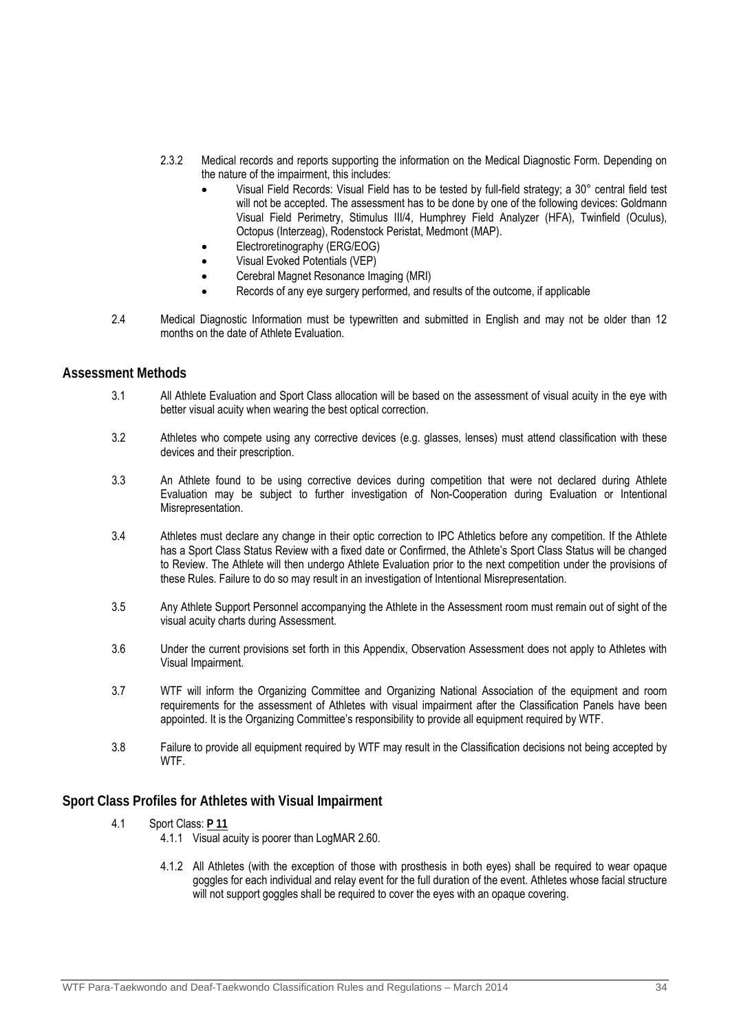2.3.2 Medical records and reports supporting the information on the Medical Diagnostic Form. Depending on the nature of the impairment, this includes:

- Visual Field Records: Visual Field has to be tested by full-field strategy; a 30° central field test will not be accepted. The assessment has to be done by one of the following devices: Goldmann Visual Field Perimetry, Stimulus III/4, Humphrey Field Analyzer (HFA), Twinfield (Oculus), Octopus (Interzeag), Rodenstock Peristat, Medmont (MAP).
- Electroretinography (ERG/EOG)
- Visual Evoked Potentials (VEP)
- Cerebral Magnet Resonance Imaging (MRI)
- Records of any eye surgery performed, and results of the outcome, if applicable

2.4 Medical Diagnostic Information must be typewritten and submitted in English and may not be older than 12 months on the date of Athlete Evaluation.

## Assessment Methods

3.1 All Athlete Evaluation and Sport Class allocation will be based on the assessment of visual acuity in the eye with better visual acuity when wearing the best optical correction.

3.2 Athletes who compete using any corrective devices (e.g. glasses, lenses) must attend classification with these devices and their prescription.

3.3 An Athlete found to be using corrective devices during competition that were not declared during Athlete Evaluation may be subject to further investigation of Non-Cooperation during Evaluation or Intentional Misrepresentation.

3.4 Athletes must declare any change in their optic correction to IPC Athletics before any competition. If the Athlete has a Sport Class Status Review with a fixed date or Confirmed, the Athlete's Sport Class Status will be changed to Review. The Athlete will then undergo Athlete Evaluation prior to the next competition under the provisions of these Rules. Failure to do so may result in an investigation of Intentional Misrepresentation.

3.5 Any Athlete Support Personnel accompanying the Athlete in the Assessment room must remain out of sight of the visual acuity charts during Assessment.

3.6 Under the current provisions set forth in this Appendix, Observation Assessment does not apply to Athletes with Visual Impairment.

3.7 WTF will inform the Organizing Committee and Organizing National Association of the equipment and room requirements for the assessment of Athletes with visual impairment after the Classification Panels have been appointed. It is the Organizing Committee's responsibility to provide all equipment required by WTF.

3.8 Failure to provide all equipment required by WTF may result in the Classification decisions not being accepted by WTF.

## Sport Class Profiles for Athletes with Visual Impairment

4.1 Sport Class: **P 11**

4.1.1 Visual acuity is poorer than LogMAR 2.60.

4.1.2 All Athletes (with the exception of those with prosthesis in both eyes) shall be required to wear opaque goggles for each individual and relay event for the full duration of the event. Athletes whose facial structure will not support goggles shall be required to cover the eyes with an opaque covering.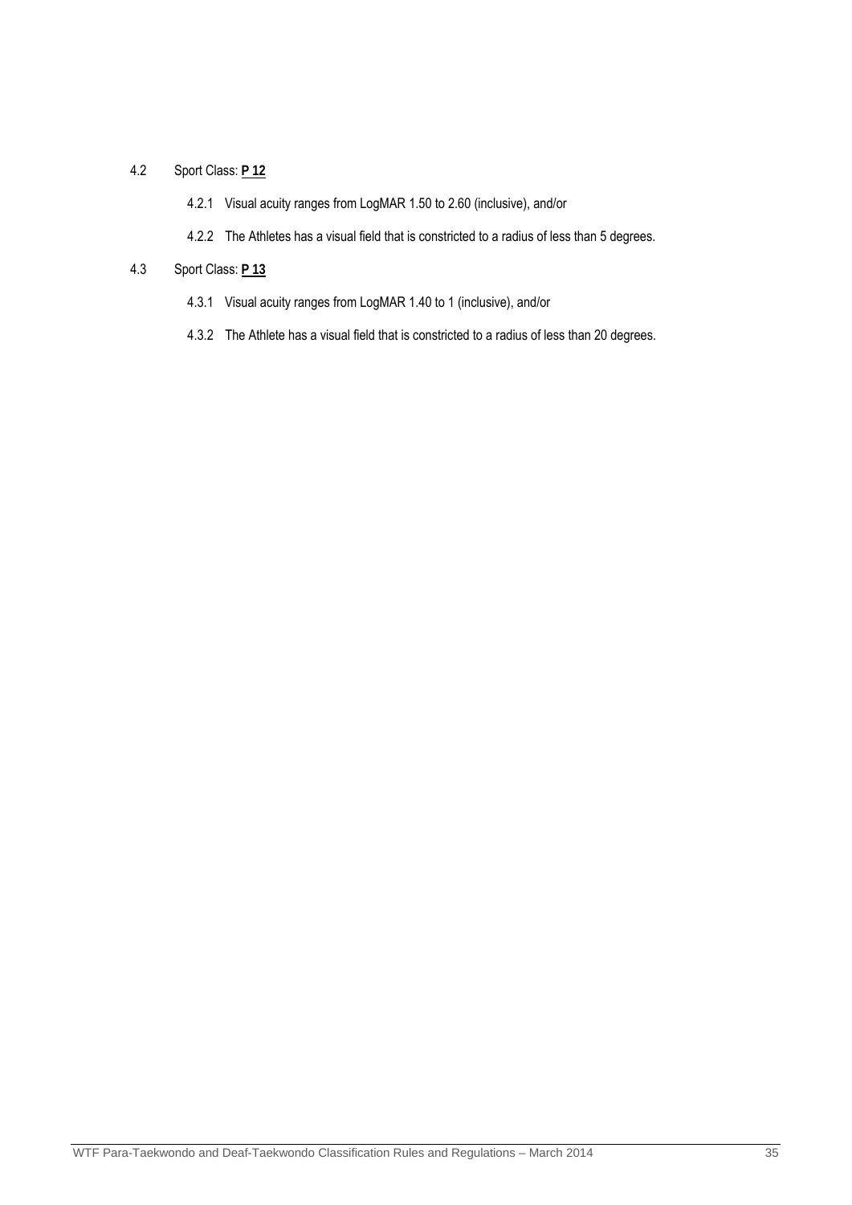4.2 Sport Class: **P 12**

4.2.1 Visual acuity ranges from LogMAR 1.50 to 2.60 (inclusive), and/or

4.2.2 The Athletes has a visual field that is constricted to a radius of less than 5 degrees.

4.3 Sport Class: **P 13**

4.3.1 Visual acuity ranges from LogMAR 1.40 to 1 (inclusive), and/or

4.3.2 The Athlete has a visual field that is constricted to a radius of less than 20 degrees.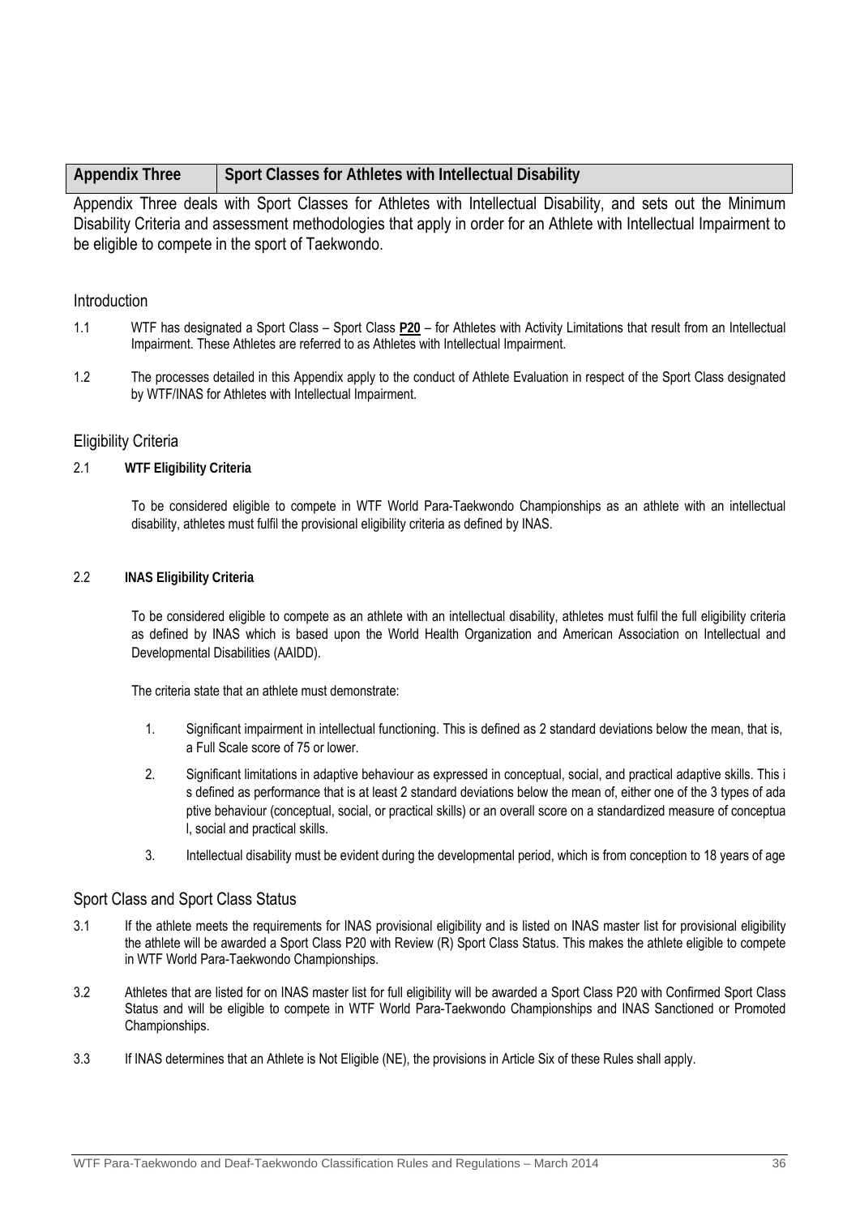| Appendix Three | Sport Classes for Athletes with Intellectual Disability |
| --- | --- |

Appendix Three deals with Sport Classes for Athletes with Intellectual Disability, and sets out the Minimum Disability Criteria and assessment methodologies that apply in order for an Athlete with Intellectual Impairment to be eligible to compete in the sport of Taekwondo.

## Introduction

1.1 WTF has designated a Sport Class – Sport Class **P20** – for Athletes with Activity Limitations that result from an Intellectual Impairment. These Athletes are referred to as Athletes with Intellectual Impairment.

1.2 The processes detailed in this Appendix apply to the conduct of Athlete Evaluation in respect of the Sport Class designated by WTF/INAS for Athletes with Intellectual Impairment.

## Eligibility Criteria

### 2.1 WTF Eligibility Criteria

To be considered eligible to compete in WTF World Para-Taekwondo Championships as an athlete with an intellectual disability, athletes must fulfil the provisional eligibility criteria as defined by INAS.

### 2.2 INAS Eligibility Criteria

To be considered eligible to compete as an athlete with an intellectual disability, athletes must fulfil the full eligibility criteria as defined by INAS which is based upon the World Health Organization and American Association on Intellectual and Developmental Disabilities (AAIDD).

The criteria state that an athlete must demonstrate:

1. Significant impairment in intellectual functioning. This is defined as 2 standard deviations below the mean, that is, a Full Scale score of 75 or lower.
2. Significant limitations in adaptive behaviour as expressed in conceptual, social, and practical adaptive skills. This i s defined as performance that is at least 2 standard deviations below the mean of, either one of the 3 types of ada ptive behaviour (conceptual, social, or practical skills) or an overall score on a standardized measure of conceptua l, social and practical skills.
3. Intellectual disability must be evident during the developmental period, which is from conception to 18 years of age

## Sport Class and Sport Class Status

3.1 If the athlete meets the requirements for INAS provisional eligibility and is listed on INAS master list for provisional eligibility the athlete will be awarded a Sport Class P20 with Review (R) Sport Class Status. This makes the athlete eligible to compete in WTF World Para-Taekwondo Championships.

3.2 Athletes that are listed for on INAS master list for full eligibility will be awarded a Sport Class P20 with Confirmed Sport Class Status and will be eligible to compete in WTF World Para-Taekwondo Championships and INAS Sanctioned or Promoted Championships.

3.3 If INAS determines that an Athlete is Not Eligible (NE), the provisions in Article Six of these Rules shall apply.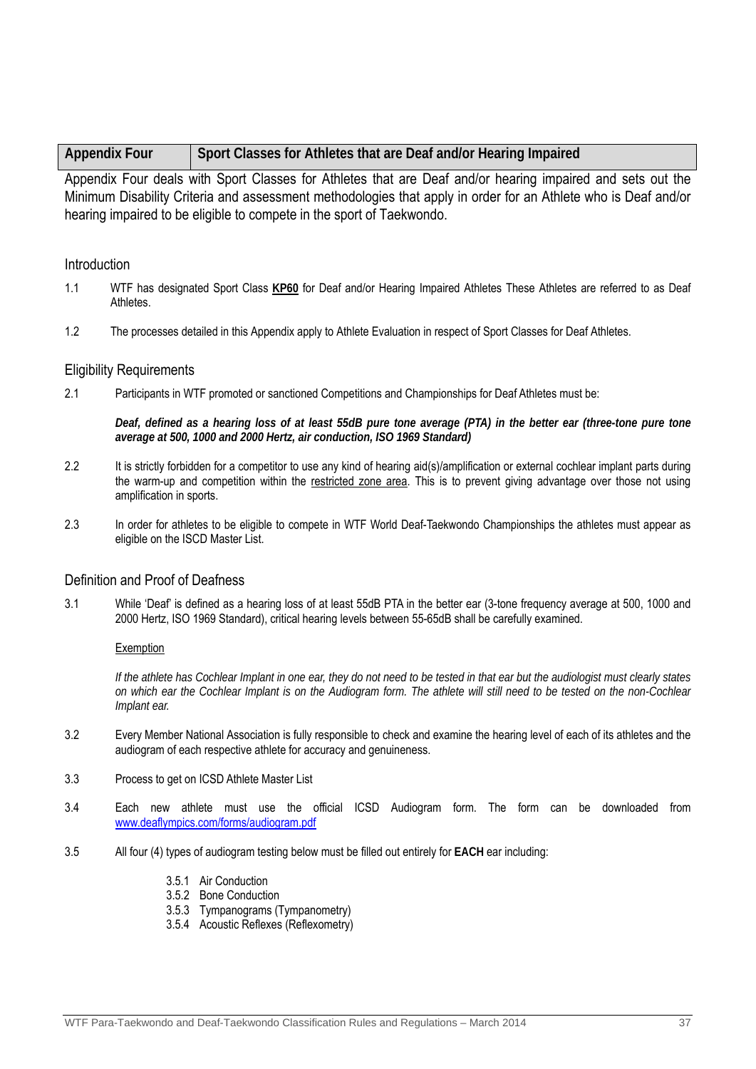## Appendix Four — Sport Classes for Athletes that are Deaf and/or Hearing Impaired

Appendix Four deals with Sport Classes for Athletes that are Deaf and/or hearing impaired and sets out the Minimum Disability Criteria and assessment methodologies that apply in order for an Athlete who is Deaf and/or hearing impaired to be eligible to compete in the sport of Taekwondo.

### Introduction

1.1 WTF has designated Sport Class **KP60** for Deaf and/or Hearing Impaired Athletes These Athletes are referred to as Deaf Athletes.

1.2 The processes detailed in this Appendix apply to Athlete Evaluation in respect of Sport Classes for Deaf Athletes.

### Eligibility Requirements

2.1 Participants in WTF promoted or sanctioned Competitions and Championships for Deaf Athletes must be:

***Deaf, defined as a hearing loss of at least 55dB pure tone average (PTA) in the better ear (three-tone pure tone average at 500, 1000 and 2000 Hertz, air conduction, ISO 1969 Standard)***

2.2 It is strictly forbidden for a competitor to use any kind of hearing aid(s)/amplification or external cochlear implant parts during the warm-up and competition within the restricted zone area. This is to prevent giving advantage over those not using amplification in sports.

2.3 In order for athletes to be eligible to compete in WTF World Deaf-Taekwondo Championships the athletes must appear as eligible on the ISCD Master List.

### Definition and Proof of Deafness

3.1 While 'Deaf' is defined as a hearing loss of at least 55dB PTA in the better ear (3-tone frequency average at 500, 1000 and 2000 Hertz, ISO 1969 Standard), critical hearing levels between 55-65dB shall be carefully examined.

Exemption

*If the athlete has Cochlear Implant in one ear, they do not need to be tested in that ear but the audiologist must clearly states on which ear the Cochlear Implant is on the Audiogram form. The athlete will still need to be tested on the non-Cochlear Implant ear.*

3.2 Every Member National Association is fully responsible to check and examine the hearing level of each of its athletes and the audiogram of each respective athlete for accuracy and genuineness.

3.3 Process to get on ICSD Athlete Master List

3.4 Each new athlete must use the official ICSD Audiogram form. The form can be downloaded from www.deaflympics.com/forms/audiogram.pdf

3.5 All four (4) types of audiogram testing below must be filled out entirely for **EACH** ear including:

- 3.5.1 Air Conduction
- 3.5.2 Bone Conduction
- 3.5.3 Tympanograms (Tympanometry)
- 3.5.4 Acoustic Reflexes (Reflexometry)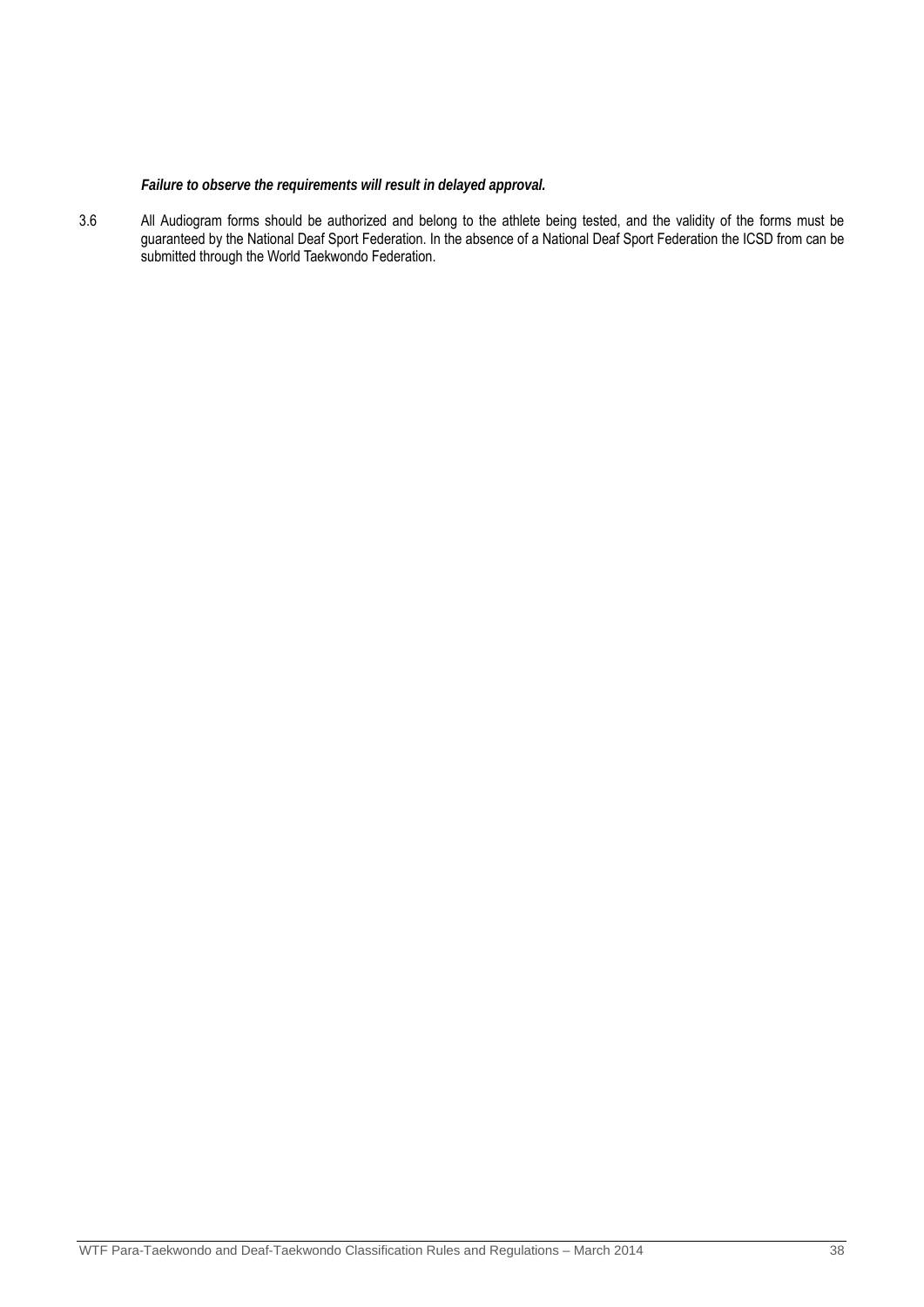***Failure to observe the requirements will result in delayed approval.***

3.6 All Audiogram forms should be authorized and belong to the athlete being tested, and the validity of the forms must be guaranteed by the National Deaf Sport Federation. In the absence of a National Deaf Sport Federation the ICSD from can be submitted through the World Taekwondo Federation.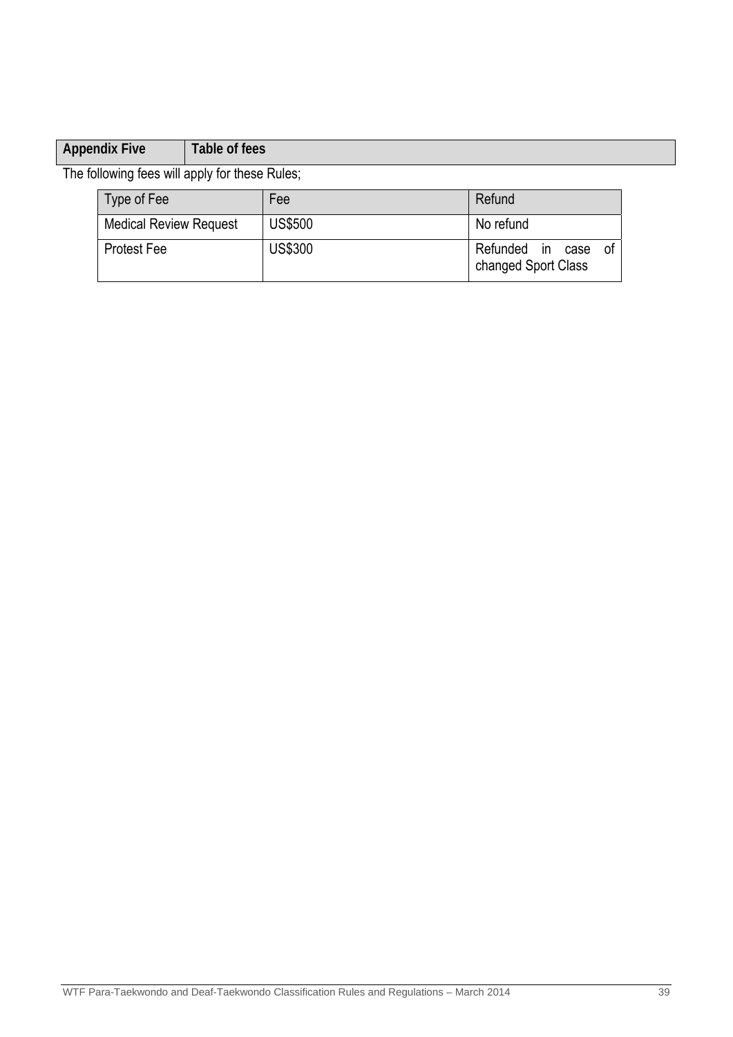## Appendix Five — Table of fees

The following fees will apply for these Rules;

| Type of Fee | Fee | Refund |
|---|---|---|
| Medical Review Request | US$500 | No refund |
| Protest Fee | US$300 | Refunded in case of changed Sport Class |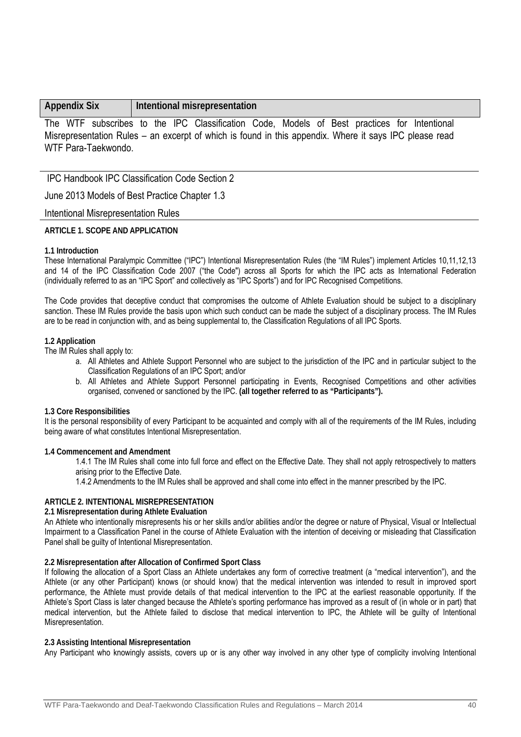| Appendix Six | Intentional misrepresentation |
| --- | --- |

The WTF subscribes to the IPC Classification Code, Models of Best practices for Intentional Misrepresentation Rules – an excerpt of which is found in this appendix. Where it says IPC please read WTF Para-Taekwondo.

IPC Handbook IPC Classification Code Section 2

June 2013 Models of Best Practice Chapter 1.3

Intentional Misrepresentation Rules

**ARTICLE 1. SCOPE AND APPLICATION**

**1.1 Introduction**

These International Paralympic Committee ("IPC") Intentional Misrepresentation Rules (the "IM Rules") implement Articles 10,11,12,13 and 14 of the IPC Classification Code 2007 ("the Code") across all Sports for which the IPC acts as International Federation (individually referred to as an "IPC Sport" and collectively as "IPC Sports") and for IPC Recognised Competitions.

The Code provides that deceptive conduct that compromises the outcome of Athlete Evaluation should be subject to a disciplinary sanction. These IM Rules provide the basis upon which such conduct can be made the subject of a disciplinary process. The IM Rules are to be read in conjunction with, and as being supplemental to, the Classification Regulations of all IPC Sports.

**1.2 Application**

The IM Rules shall apply to:

a. All Athletes and Athlete Support Personnel who are subject to the jurisdiction of the IPC and in particular subject to the Classification Regulations of an IPC Sport; and/or
b. All Athletes and Athlete Support Personnel participating in Events, Recognised Competitions and other activities organised, convened or sanctioned by the IPC. **(all together referred to as "Participants").**

**1.3 Core Responsibilities**

It is the personal responsibility of every Participant to be acquainted and comply with all of the requirements of the IM Rules, including being aware of what constitutes Intentional Misrepresentation.

**1.4 Commencement and Amendment**

1.4.1 The IM Rules shall come into full force and effect on the Effective Date. They shall not apply retrospectively to matters arising prior to the Effective Date.

1.4.2 Amendments to the IM Rules shall be approved and shall come into effect in the manner prescribed by the IPC.

**ARTICLE 2. INTENTIONAL MISREPRESENTATION**

**2.1 Misrepresentation during Athlete Evaluation**

An Athlete who intentionally misrepresents his or her skills and/or abilities and/or the degree or nature of Physical, Visual or Intellectual Impairment to a Classification Panel in the course of Athlete Evaluation with the intention of deceiving or misleading that Classification Panel shall be guilty of Intentional Misrepresentation.

**2.2 Misrepresentation after Allocation of Confirmed Sport Class**

If following the allocation of a Sport Class an Athlete undertakes any form of corrective treatment (a "medical intervention"), and the Athlete (or any other Participant) knows (or should know) that the medical intervention was intended to result in improved sport performance, the Athlete must provide details of that medical intervention to the IPC at the earliest reasonable opportunity. If the Athlete's Sport Class is later changed because the Athlete's sporting performance has improved as a result of (in whole or in part) that medical intervention, but the Athlete failed to disclose that medical intervention to IPC, the Athlete will be guilty of Intentional Misrepresentation.

**2.3 Assisting Intentional Misrepresentation**

Any Participant who knowingly assists, covers up or is any other way involved in any other type of complicity involving Intentional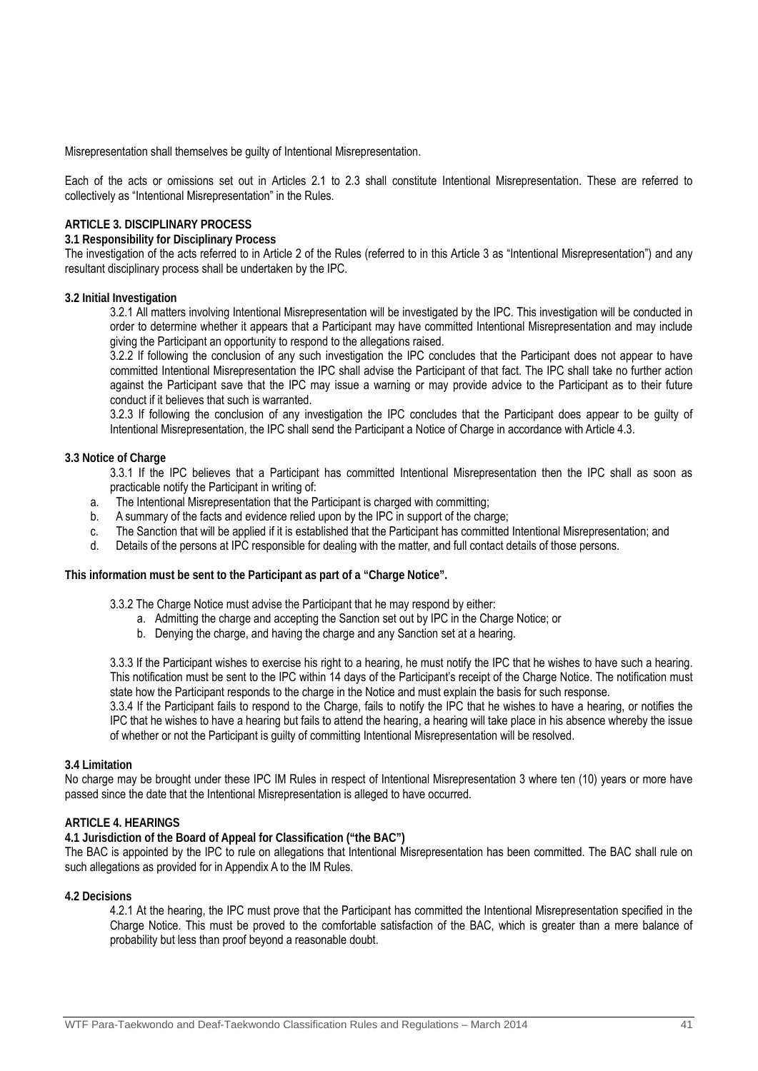Misrepresentation shall themselves be guilty of Intentional Misrepresentation.

Each of the acts or omissions set out in Articles 2.1 to 2.3 shall constitute Intentional Misrepresentation. These are referred to collectively as "Intentional Misrepresentation" in the Rules.

**ARTICLE 3. DISCIPLINARY PROCESS**

**3.1 Responsibility for Disciplinary Process**

The investigation of the acts referred to in Article 2 of the Rules (referred to in this Article 3 as "Intentional Misrepresentation") and any resultant disciplinary process shall be undertaken by the IPC.

**3.2 Initial Investigation**

3.2.1 All matters involving Intentional Misrepresentation will be investigated by the IPC. This investigation will be conducted in order to determine whether it appears that a Participant may have committed Intentional Misrepresentation and may include giving the Participant an opportunity to respond to the allegations raised.

3.2.2 If following the conclusion of any such investigation the IPC concludes that the Participant does not appear to have committed Intentional Misrepresentation the IPC shall advise the Participant of that fact. The IPC shall take no further action against the Participant save that the IPC may issue a warning or may provide advice to the Participant as to their future conduct if it believes that such is warranted.

3.2.3 If following the conclusion of any investigation the IPC concludes that the Participant does appear to be guilty of Intentional Misrepresentation, the IPC shall send the Participant a Notice of Charge in accordance with Article 4.3.

**3.3 Notice of Charge**

3.3.1 If the IPC believes that a Participant has committed Intentional Misrepresentation then the IPC shall as soon as practicable notify the Participant in writing of:

a. The Intentional Misrepresentation that the Participant is charged with committing;
b. A summary of the facts and evidence relied upon by the IPC in support of the charge;
c. The Sanction that will be applied if it is established that the Participant has committed Intentional Misrepresentation; and
d. Details of the persons at IPC responsible for dealing with the matter, and full contact details of those persons.

**This information must be sent to the Participant as part of a "Charge Notice".**

3.3.2 The Charge Notice must advise the Participant that he may respond by either:

a. Admitting the charge and accepting the Sanction set out by IPC in the Charge Notice; or
b. Denying the charge, and having the charge and any Sanction set at a hearing.

3.3.3 If the Participant wishes to exercise his right to a hearing, he must notify the IPC that he wishes to have such a hearing. This notification must be sent to the IPC within 14 days of the Participant's receipt of the Charge Notice. The notification must state how the Participant responds to the charge in the Notice and must explain the basis for such response.

3.3.4 If the Participant fails to respond to the Charge, fails to notify the IPC that he wishes to have a hearing, or notifies the IPC that he wishes to have a hearing but fails to attend the hearing, a hearing will take place in his absence whereby the issue of whether or not the Participant is guilty of committing Intentional Misrepresentation will be resolved.

**3.4 Limitation**

No charge may be brought under these IPC IM Rules in respect of Intentional Misrepresentation 3 where ten (10) years or more have passed since the date that the Intentional Misrepresentation is alleged to have occurred.

**ARTICLE 4. HEARINGS**

**4.1 Jurisdiction of the Board of Appeal for Classification ("the BAC")**

The BAC is appointed by the IPC to rule on allegations that Intentional Misrepresentation has been committed. The BAC shall rule on such allegations as provided for in Appendix A to the IM Rules.

**4.2 Decisions**

4.2.1 At the hearing, the IPC must prove that the Participant has committed the Intentional Misrepresentation specified in the Charge Notice. This must be proved to the comfortable satisfaction of the BAC, which is greater than a mere balance of probability but less than proof beyond a reasonable doubt.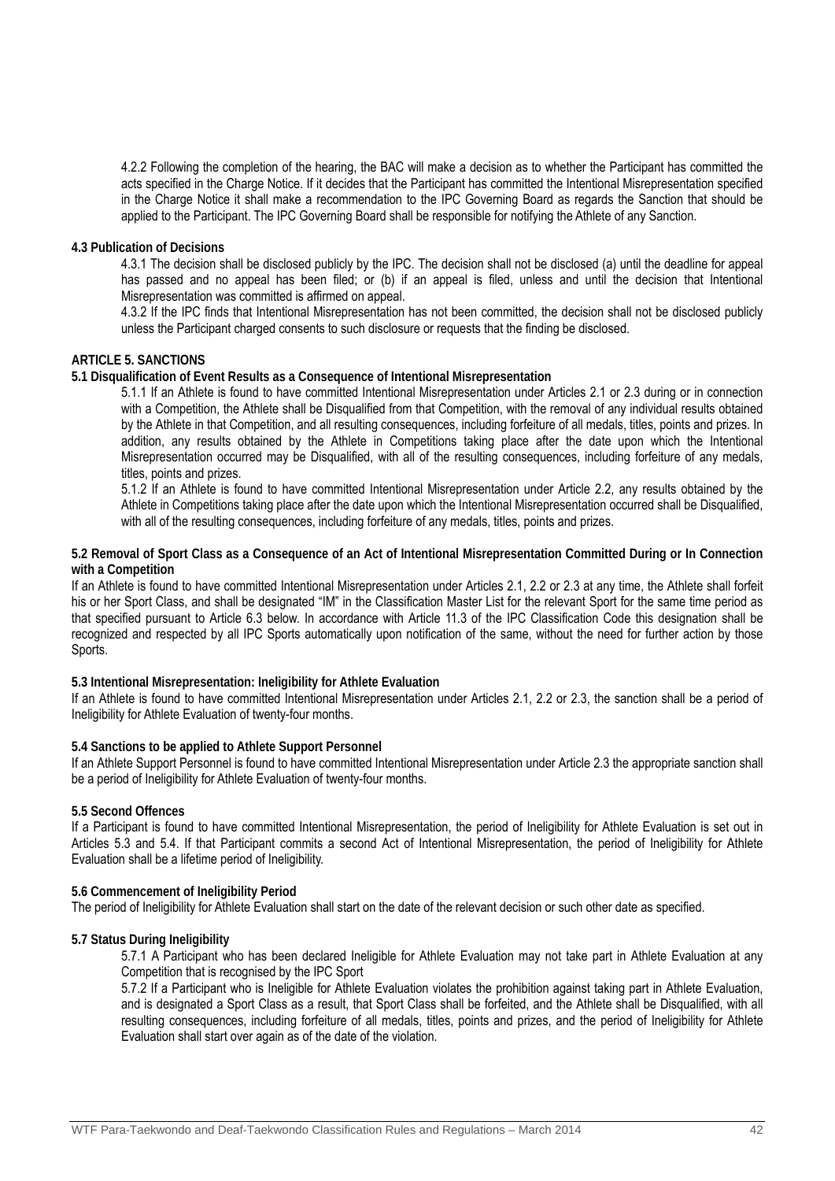4.2.2 Following the completion of the hearing, the BAC will make a decision as to whether the Participant has committed the acts specified in the Charge Notice. If it decides that the Participant has committed the Intentional Misrepresentation specified in the Charge Notice it shall make a recommendation to the IPC Governing Board as regards the Sanction that should be applied to the Participant. The IPC Governing Board shall be responsible for notifying the Athlete of any Sanction.

**4.3 Publication of Decisions**

4.3.1 The decision shall be disclosed publicly by the IPC. The decision shall not be disclosed (a) until the deadline for appeal has passed and no appeal has been filed; or (b) if an appeal is filed, unless and until the decision that Intentional Misrepresentation was committed is affirmed on appeal.

4.3.2 If the IPC finds that Intentional Misrepresentation has not been committed, the decision shall not be disclosed publicly unless the Participant charged consents to such disclosure or requests that the finding be disclosed.

**ARTICLE 5. SANCTIONS**

**5.1 Disqualification of Event Results as a Consequence of Intentional Misrepresentation**

5.1.1 If an Athlete is found to have committed Intentional Misrepresentation under Articles 2.1 or 2.3 during or in connection with a Competition, the Athlete shall be Disqualified from that Competition, with the removal of any individual results obtained by the Athlete in that Competition, and all resulting consequences, including forfeiture of all medals, titles, points and prizes. In addition, any results obtained by the Athlete in Competitions taking place after the date upon which the Intentional Misrepresentation occurred may be Disqualified, with all of the resulting consequences, including forfeiture of any medals, titles, points and prizes.

5.1.2 If an Athlete is found to have committed Intentional Misrepresentation under Article 2.2, any results obtained by the Athlete in Competitions taking place after the date upon which the Intentional Misrepresentation occurred shall be Disqualified, with all of the resulting consequences, including forfeiture of any medals, titles, points and prizes.

**5.2 Removal of Sport Class as a Consequence of an Act of Intentional Misrepresentation Committed During or In Connection with a Competition**

If an Athlete is found to have committed Intentional Misrepresentation under Articles 2.1, 2.2 or 2.3 at any time, the Athlete shall forfeit his or her Sport Class, and shall be designated "IM" in the Classification Master List for the relevant Sport for the same time period as that specified pursuant to Article 6.3 below. In accordance with Article 11.3 of the IPC Classification Code this designation shall be recognized and respected by all IPC Sports automatically upon notification of the same, without the need for further action by those Sports.

**5.3 Intentional Misrepresentation: Ineligibility for Athlete Evaluation**

If an Athlete is found to have committed Intentional Misrepresentation under Articles 2.1, 2.2 or 2.3, the sanction shall be a period of Ineligibility for Athlete Evaluation of twenty-four months.

**5.4 Sanctions to be applied to Athlete Support Personnel**

If an Athlete Support Personnel is found to have committed Intentional Misrepresentation under Article 2.3 the appropriate sanction shall be a period of Ineligibility for Athlete Evaluation of twenty-four months.

**5.5 Second Offences**

If a Participant is found to have committed Intentional Misrepresentation, the period of Ineligibility for Athlete Evaluation is set out in Articles 5.3 and 5.4. If that Participant commits a second Act of Intentional Misrepresentation, the period of Ineligibility for Athlete Evaluation shall be a lifetime period of Ineligibility.

**5.6 Commencement of Ineligibility Period**

The period of Ineligibility for Athlete Evaluation shall start on the date of the relevant decision or such other date as specified.

**5.7 Status During Ineligibility**

5.7.1 A Participant who has been declared Ineligible for Athlete Evaluation may not take part in Athlete Evaluation at any Competition that is recognised by the IPC Sport

5.7.2 If a Participant who is Ineligible for Athlete Evaluation violates the prohibition against taking part in Athlete Evaluation, and is designated a Sport Class as a result, that Sport Class shall be forfeited, and the Athlete shall be Disqualified, with all resulting consequences, including forfeiture of all medals, titles, points and prizes, and the period of Ineligibility for Athlete Evaluation shall start over again as of the date of the violation.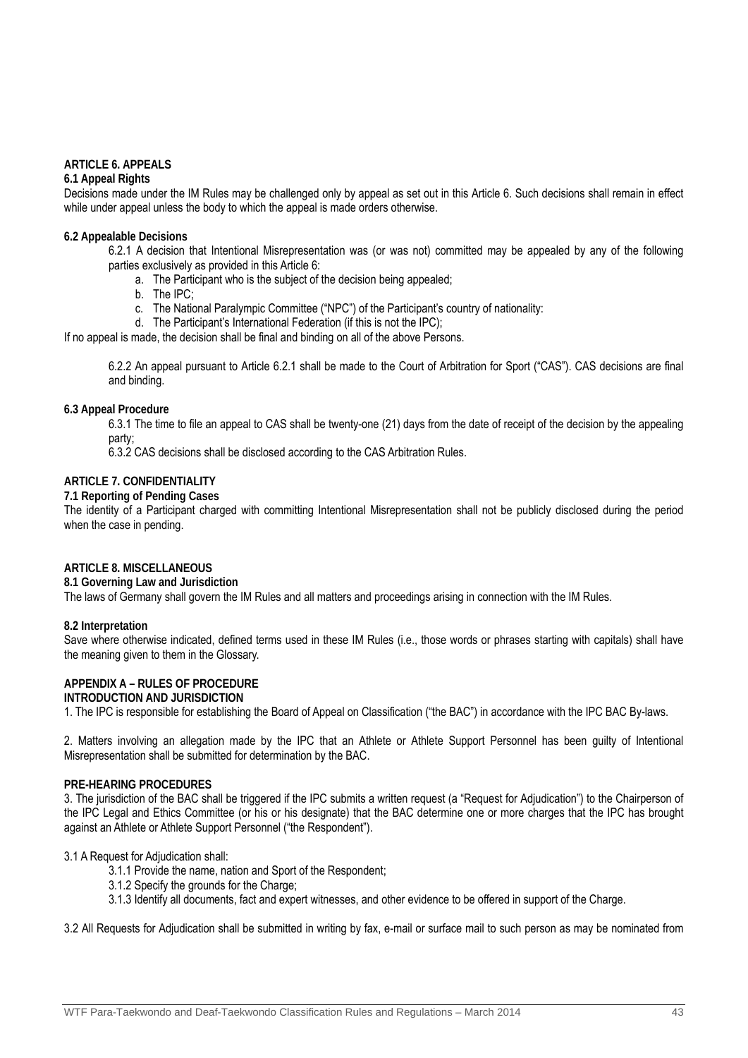**ARTICLE 6. APPEALS**

**6.1 Appeal Rights**

Decisions made under the IM Rules may be challenged only by appeal as set out in this Article 6. Such decisions shall remain in effect while under appeal unless the body to which the appeal is made orders otherwise.

**6.2 Appealable Decisions**

6.2.1 A decision that Intentional Misrepresentation was (or was not) committed may be appealed by any of the following parties exclusively as provided in this Article 6:

a. The Participant who is the subject of the decision being appealed;
b. The IPC;
c. The National Paralympic Committee ("NPC") of the Participant's country of nationality:
d. The Participant's International Federation (if this is not the IPC);

If no appeal is made, the decision shall be final and binding on all of the above Persons.

6.2.2 An appeal pursuant to Article 6.2.1 shall be made to the Court of Arbitration for Sport ("CAS"). CAS decisions are final and binding.

**6.3 Appeal Procedure**

6.3.1 The time to file an appeal to CAS shall be twenty-one (21) days from the date of receipt of the decision by the appealing party;

6.3.2 CAS decisions shall be disclosed according to the CAS Arbitration Rules.

**ARTICLE 7. CONFIDENTIALITY**

**7.1 Reporting of Pending Cases**

The identity of a Participant charged with committing Intentional Misrepresentation shall not be publicly disclosed during the period when the case in pending.

**ARTICLE 8. MISCELLANEOUS**

**8.1 Governing Law and Jurisdiction**

The laws of Germany shall govern the IM Rules and all matters and proceedings arising in connection with the IM Rules.

**8.2 Interpretation**

Save where otherwise indicated, defined terms used in these IM Rules (i.e., those words or phrases starting with capitals) shall have the meaning given to them in the Glossary.

**APPENDIX A – RULES OF PROCEDURE**

**INTRODUCTION AND JURISDICTION**

1. The IPC is responsible for establishing the Board of Appeal on Classification ("the BAC") in accordance with the IPC BAC By-laws.

2. Matters involving an allegation made by the IPC that an Athlete or Athlete Support Personnel has been guilty of Intentional Misrepresentation shall be submitted for determination by the BAC.

**PRE-HEARING PROCEDURES**

3. The jurisdiction of the BAC shall be triggered if the IPC submits a written request (a "Request for Adjudication") to the Chairperson of the IPC Legal and Ethics Committee (or his or his designate) that the BAC determine one or more charges that the IPC has brought against an Athlete or Athlete Support Personnel ("the Respondent").

3.1 A Request for Adjudication shall:

3.1.1 Provide the name, nation and Sport of the Respondent;

3.1.2 Specify the grounds for the Charge;

3.1.3 Identify all documents, fact and expert witnesses, and other evidence to be offered in support of the Charge.

3.2 All Requests for Adjudication shall be submitted in writing by fax, e-mail or surface mail to such person as may be nominated from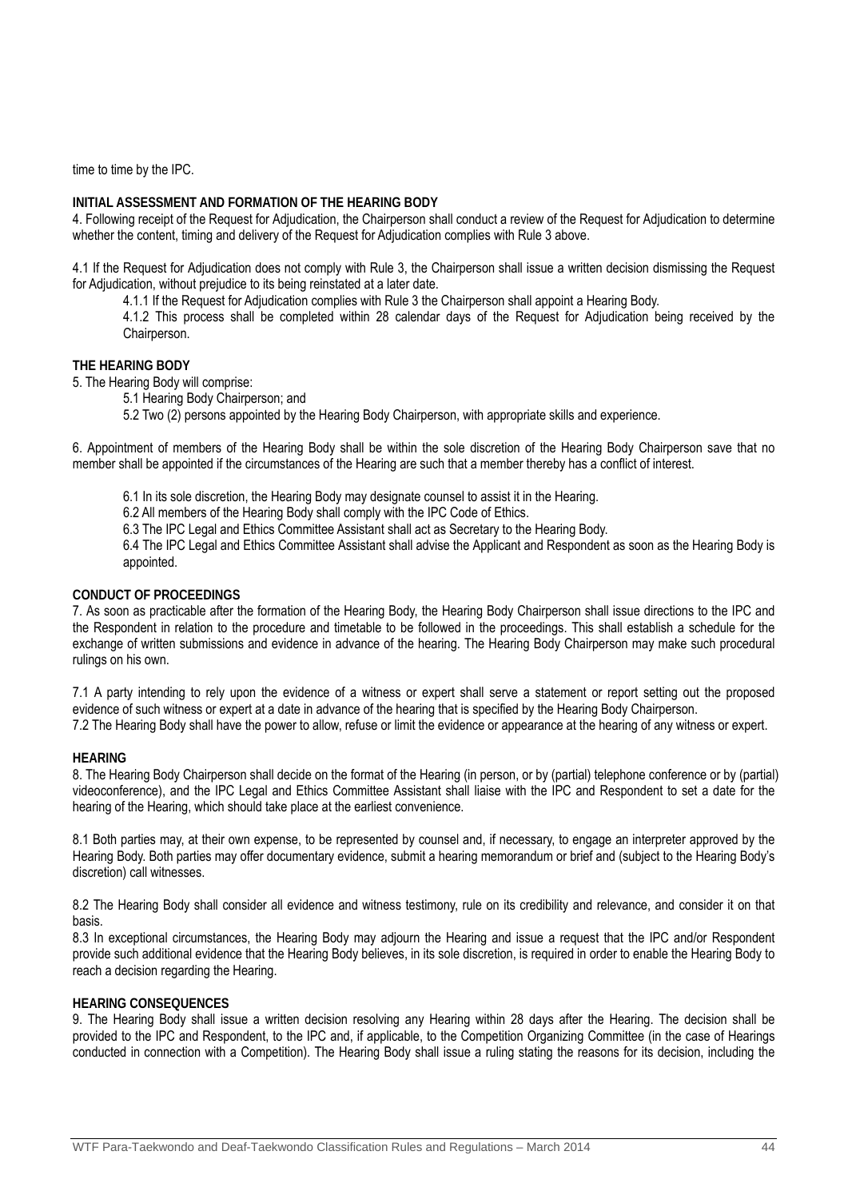time to time by the IPC.

**INITIAL ASSESSMENT AND FORMATION OF THE HEARING BODY**

4. Following receipt of the Request for Adjudication, the Chairperson shall conduct a review of the Request for Adjudication to determine whether the content, timing and delivery of the Request for Adjudication complies with Rule 3 above.

4.1 If the Request for Adjudication does not comply with Rule 3, the Chairperson shall issue a written decision dismissing the Request for Adjudication, without prejudice to its being reinstated at a later date.

4.1.1 If the Request for Adjudication complies with Rule 3 the Chairperson shall appoint a Hearing Body.

4.1.2 This process shall be completed within 28 calendar days of the Request for Adjudication being received by the Chairperson.

**THE HEARING BODY**

5. The Hearing Body will comprise:

5.1 Hearing Body Chairperson; and

5.2 Two (2) persons appointed by the Hearing Body Chairperson, with appropriate skills and experience.

6. Appointment of members of the Hearing Body shall be within the sole discretion of the Hearing Body Chairperson save that no member shall be appointed if the circumstances of the Hearing are such that a member thereby has a conflict of interest.

6.1 In its sole discretion, the Hearing Body may designate counsel to assist it in the Hearing.

6.2 All members of the Hearing Body shall comply with the IPC Code of Ethics.

6.3 The IPC Legal and Ethics Committee Assistant shall act as Secretary to the Hearing Body.

6.4 The IPC Legal and Ethics Committee Assistant shall advise the Applicant and Respondent as soon as the Hearing Body is appointed.

**CONDUCT OF PROCEEDINGS**

7. As soon as practicable after the formation of the Hearing Body, the Hearing Body Chairperson shall issue directions to the IPC and the Respondent in relation to the procedure and timetable to be followed in the proceedings. This shall establish a schedule for the exchange of written submissions and evidence in advance of the hearing. The Hearing Body Chairperson may make such procedural rulings on his own.

7.1 A party intending to rely upon the evidence of a witness or expert shall serve a statement or report setting out the proposed evidence of such witness or expert at a date in advance of the hearing that is specified by the Hearing Body Chairperson.

7.2 The Hearing Body shall have the power to allow, refuse or limit the evidence or appearance at the hearing of any witness or expert.

**HEARING**

8. The Hearing Body Chairperson shall decide on the format of the Hearing (in person, or by (partial) telephone conference or by (partial) videoconference), and the IPC Legal and Ethics Committee Assistant shall liaise with the IPC and Respondent to set a date for the hearing of the Hearing, which should take place at the earliest convenience.

8.1 Both parties may, at their own expense, to be represented by counsel and, if necessary, to engage an interpreter approved by the Hearing Body. Both parties may offer documentary evidence, submit a hearing memorandum or brief and (subject to the Hearing Body's discretion) call witnesses.

8.2 The Hearing Body shall consider all evidence and witness testimony, rule on its credibility and relevance, and consider it on that basis.

8.3 In exceptional circumstances, the Hearing Body may adjourn the Hearing and issue a request that the IPC and/or Respondent provide such additional evidence that the Hearing Body believes, in its sole discretion, is required in order to enable the Hearing Body to reach a decision regarding the Hearing.

**HEARING CONSEQUENCES**

9. The Hearing Body shall issue a written decision resolving any Hearing within 28 days after the Hearing. The decision shall be provided to the IPC and Respondent, to the IPC and, if applicable, to the Competition Organizing Committee (in the case of Hearings conducted in connection with a Competition). The Hearing Body shall issue a ruling stating the reasons for its decision, including the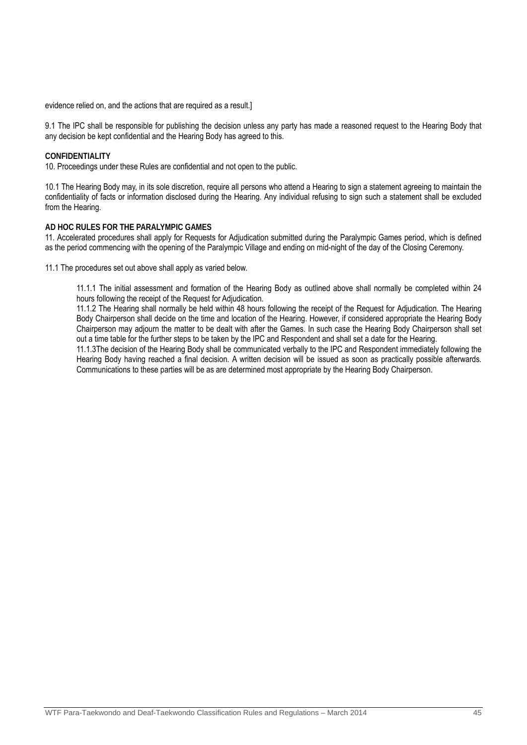evidence relied on, and the actions that are required as a result.]

9.1 The IPC shall be responsible for publishing the decision unless any party has made a reasoned request to the Hearing Body that any decision be kept confidential and the Hearing Body has agreed to this.

**CONFIDENTIALITY**

10. Proceedings under these Rules are confidential and not open to the public.

10.1 The Hearing Body may, in its sole discretion, require all persons who attend a Hearing to sign a statement agreeing to maintain the confidentiality of facts or information disclosed during the Hearing. Any individual refusing to sign such a statement shall be excluded from the Hearing.

**AD HOC RULES FOR THE PARALYMPIC GAMES**

11. Accelerated procedures shall apply for Requests for Adjudication submitted during the Paralympic Games period, which is defined as the period commencing with the opening of the Paralympic Village and ending on mid-night of the day of the Closing Ceremony.

11.1 The procedures set out above shall apply as varied below.

> 11.1.1 The initial assessment and formation of the Hearing Body as outlined above shall normally be completed within 24 hours following the receipt of the Request for Adjudication.
>
> 11.1.2 The Hearing shall normally be held within 48 hours following the receipt of the Request for Adjudication. The Hearing Body Chairperson shall decide on the time and location of the Hearing. However, if considered appropriate the Hearing Body Chairperson may adjourn the matter to be dealt with after the Games. In such case the Hearing Body Chairperson shall set out a time table for the further steps to be taken by the IPC and Respondent and shall set a date for the Hearing.
>
> 11.1.3The decision of the Hearing Body shall be communicated verbally to the IPC and Respondent immediately following the Hearing Body having reached a final decision. A written decision will be issued as soon as practically possible afterwards. Communications to these parties will be as are determined most appropriate by the Hearing Body Chairperson.